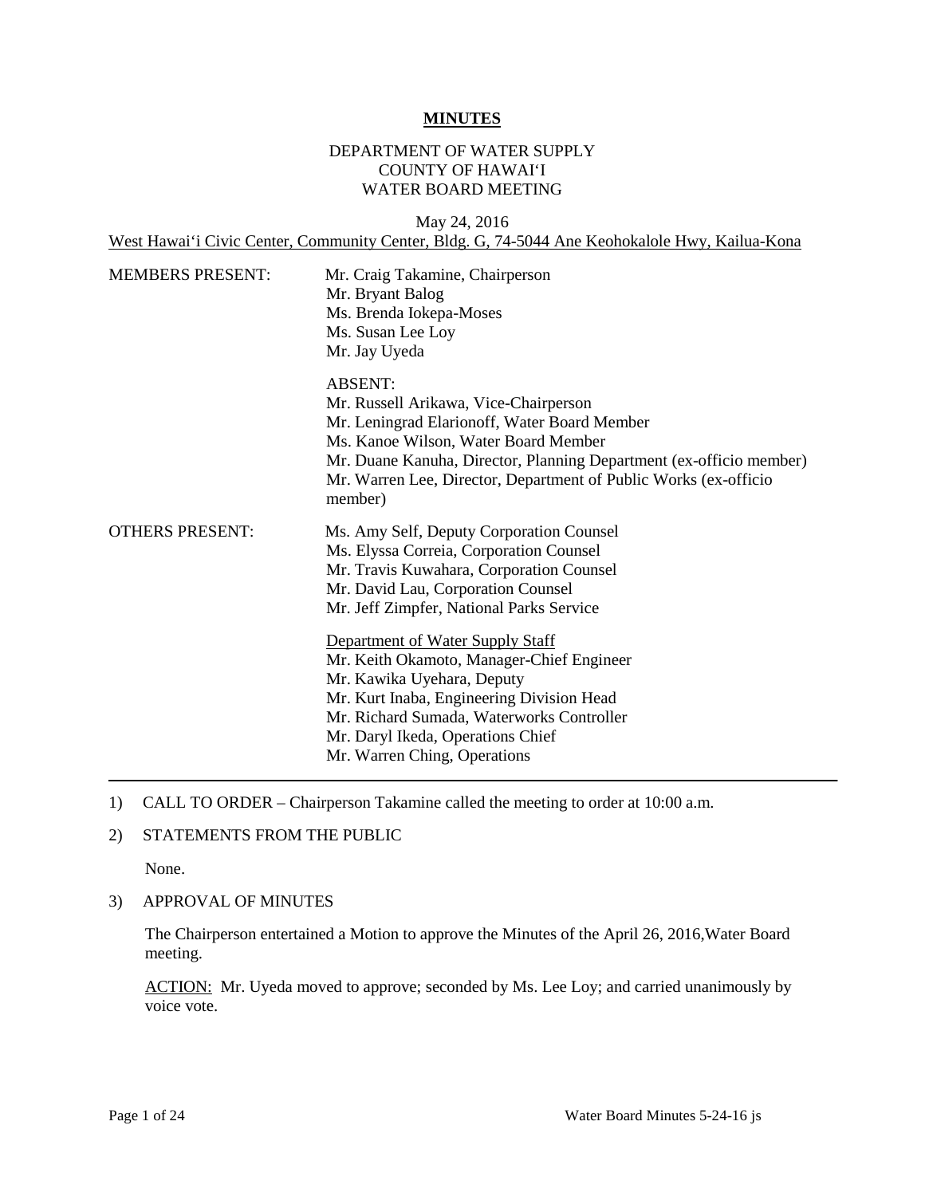# MINUTES

DEPARTMENT OF WATER SUPPLY
COUNTY OF HAWAIʻI
WATER BOARD MEETING

May 24, 2016
West Hawaiʻi Civic Center, Community Center, Bldg. G, 74-5044 Ane Keohokalole Hwy, Kailua-Kona

MEMBERS PRESENT:
Mr. Craig Takamine, Chairperson
Mr. Bryant Balog
Ms. Brenda Iokepa-Moses
Ms. Susan Lee Loy
Mr. Jay Uyeda

ABSENT:
Mr. Russell Arikawa, Vice-Chairperson
Mr. Leningrad Elarionoff, Water Board Member
Ms. Kanoe Wilson, Water Board Member
Mr. Duane Kanuha, Director, Planning Department (ex-officio member)
Mr. Warren Lee, Director, Department of Public Works (ex-officio member)

OTHERS PRESENT:
Ms. Amy Self, Deputy Corporation Counsel
Ms. Elyssa Correia, Corporation Counsel
Mr. Travis Kuwahara, Corporation Counsel
Mr. David Lau, Corporation Counsel
Mr. Jeff Zimpfer, National Parks Service

Department of Water Supply Staff
Mr. Keith Okamoto, Manager-Chief Engineer
Mr. Kawika Uyehara, Deputy
Mr. Kurt Inaba, Engineering Division Head
Mr. Richard Sumada, Waterworks Controller
Mr. Daryl Ikeda, Operations Chief
Mr. Warren Ching, Operations

---

1) CALL TO ORDER – Chairperson Takamine called the meeting to order at 10:00 a.m.

2) STATEMENTS FROM THE PUBLIC

   None.

3) APPROVAL OF MINUTES

   The Chairperson entertained a Motion to approve the Minutes of the April 26, 2016,Water Board meeting.

   ACTION: Mr. Uyeda moved to approve; seconded by Ms. Lee Loy; and carried unanimously by voice vote.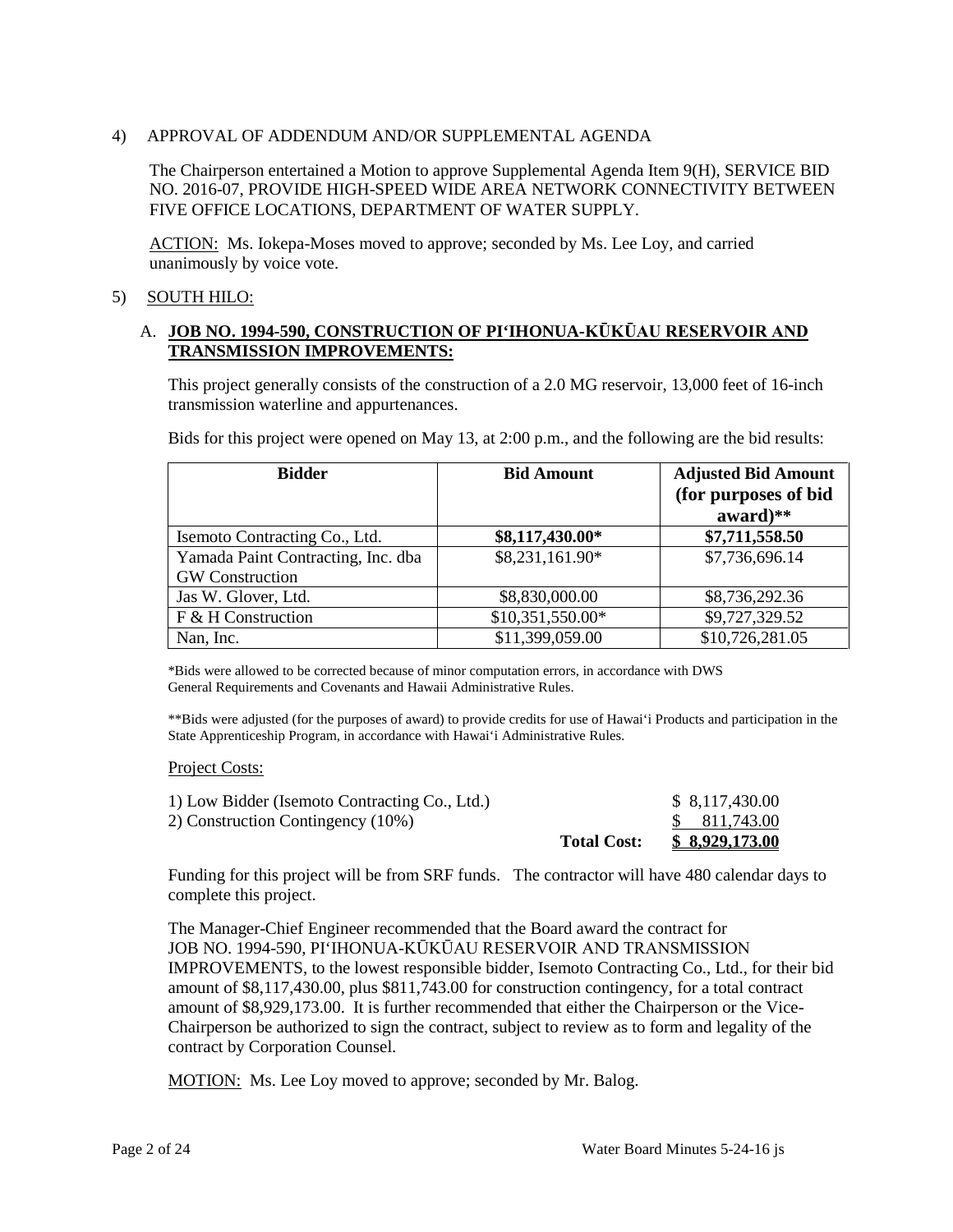4) APPROVAL OF ADDENDUM AND/OR SUPPLEMENTAL AGENDA

The Chairperson entertained a Motion to approve Supplemental Agenda Item 9(H), SERVICE BID NO. 2016-07, PROVIDE HIGH-SPEED WIDE AREA NETWORK CONNECTIVITY BETWEEN FIVE OFFICE LOCATIONS, DEPARTMENT OF WATER SUPPLY.

ACTION: Ms. Iokepa-Moses moved to approve; seconded by Ms. Lee Loy, and carried unanimously by voice vote.

5) SOUTH HILO:

A. **JOB NO. 1994-590, CONSTRUCTION OF PIʻIHONUA-KŪKŪAU RESERVOIR AND TRANSMISSION IMPROVEMENTS:**

This project generally consists of the construction of a 2.0 MG reservoir, 13,000 feet of 16-inch transmission waterline and appurtenances.

Bids for this project were opened on May 13, at 2:00 p.m., and the following are the bid results:

| Bidder | Bid Amount | Adjusted Bid Amount (for purposes of bid award)** |
|---|---|---|
| Isemoto Contracting Co., Ltd. | **$8,117,430.00*** | **$7,711,558.50** |
| Yamada Paint Contracting, Inc. dba GW Construction | $8,231,161.90* | $7,736,696.14 |
| Jas W. Glover, Ltd. | $8,830,000.00 | $8,736,292.36 |
| F & H Construction | $10,351,550.00* | $9,727,329.52 |
| Nan, Inc. | $11,399,059.00 | $10,726,281.05 |

*Bids were allowed to be corrected because of minor computation errors, in accordance with DWS General Requirements and Covenants and Hawaii Administrative Rules.

**Bids were adjusted (for the purposes of award) to provide credits for use of Hawaiʻi Products and participation in the State Apprenticeship Program, in accordance with Hawaiʻi Administrative Rules.

Project Costs:

| | | |
|---|---|---|
| 1) Low Bidder (Isemoto Contracting Co., Ltd.) | | $ 8,117,430.00 |
| 2) Construction Contingency (10%) | | $ 811,743.00 |
| | **Total Cost:** | **$ 8,929,173.00** |

Funding for this project will be from SRF funds. The contractor will have 480 calendar days to complete this project.

The Manager-Chief Engineer recommended that the Board award the contract for JOB NO. 1994-590, PIʻIHONUA-KŪKŪAU RESERVOIR AND TRANSMISSION IMPROVEMENTS, to the lowest responsible bidder, Isemoto Contracting Co., Ltd., for their bid amount of $8,117,430.00, plus $811,743.00 for construction contingency, for a total contract amount of $8,929,173.00. It is further recommended that either the Chairperson or the Vice-Chairperson be authorized to sign the contract, subject to review as to form and legality of the contract by Corporation Counsel.

MOTION: Ms. Lee Loy moved to approve; seconded by Mr. Balog.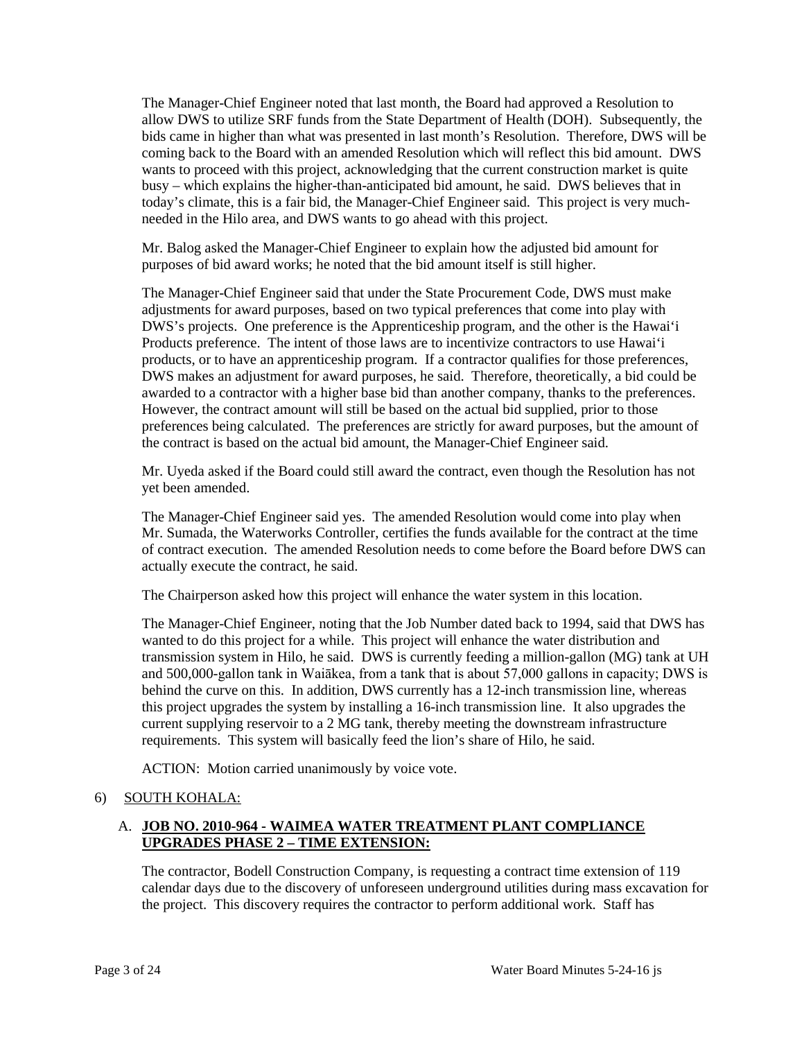The Manager-Chief Engineer noted that last month, the Board had approved a Resolution to allow DWS to utilize SRF funds from the State Department of Health (DOH). Subsequently, the bids came in higher than what was presented in last month's Resolution. Therefore, DWS will be coming back to the Board with an amended Resolution which will reflect this bid amount. DWS wants to proceed with this project, acknowledging that the current construction market is quite busy – which explains the higher-than-anticipated bid amount, he said. DWS believes that in today's climate, this is a fair bid, the Manager-Chief Engineer said. This project is very much-needed in the Hilo area, and DWS wants to go ahead with this project.

Mr. Balog asked the Manager-Chief Engineer to explain how the adjusted bid amount for purposes of bid award works; he noted that the bid amount itself is still higher.

The Manager-Chief Engineer said that under the State Procurement Code, DWS must make adjustments for award purposes, based on two typical preferences that come into play with DWS's projects. One preference is the Apprenticeship program, and the other is the Hawai'i Products preference. The intent of those laws are to incentivize contractors to use Hawai'i products, or to have an apprenticeship program. If a contractor qualifies for those preferences, DWS makes an adjustment for award purposes, he said. Therefore, theoretically, a bid could be awarded to a contractor with a higher base bid than another company, thanks to the preferences. However, the contract amount will still be based on the actual bid supplied, prior to those preferences being calculated. The preferences are strictly for award purposes, but the amount of the contract is based on the actual bid amount, the Manager-Chief Engineer said.

Mr. Uyeda asked if the Board could still award the contract, even though the Resolution has not yet been amended.

The Manager-Chief Engineer said yes. The amended Resolution would come into play when Mr. Sumada, the Waterworks Controller, certifies the funds available for the contract at the time of contract execution. The amended Resolution needs to come before the Board before DWS can actually execute the contract, he said.

The Chairperson asked how this project will enhance the water system in this location.

The Manager-Chief Engineer, noting that the Job Number dated back to 1994, said that DWS has wanted to do this project for a while. This project will enhance the water distribution and transmission system in Hilo, he said. DWS is currently feeding a million-gallon (MG) tank at UH and 500,000-gallon tank in Waiākea, from a tank that is about 57,000 gallons in capacity; DWS is behind the curve on this. In addition, DWS currently has a 12-inch transmission line, whereas this project upgrades the system by installing a 16-inch transmission line. It also upgrades the current supplying reservoir to a 2 MG tank, thereby meeting the downstream infrastructure requirements. This system will basically feed the lion's share of Hilo, he said.

ACTION: Motion carried unanimously by voice vote.

6) SOUTH KOHALA:

A. **JOB NO. 2010-964 - WAIMEA WATER TREATMENT PLANT COMPLIANCE UPGRADES PHASE 2 – TIME EXTENSION:**

The contractor, Bodell Construction Company, is requesting a contract time extension of 119 calendar days due to the discovery of unforeseen underground utilities during mass excavation for the project. This discovery requires the contractor to perform additional work. Staff has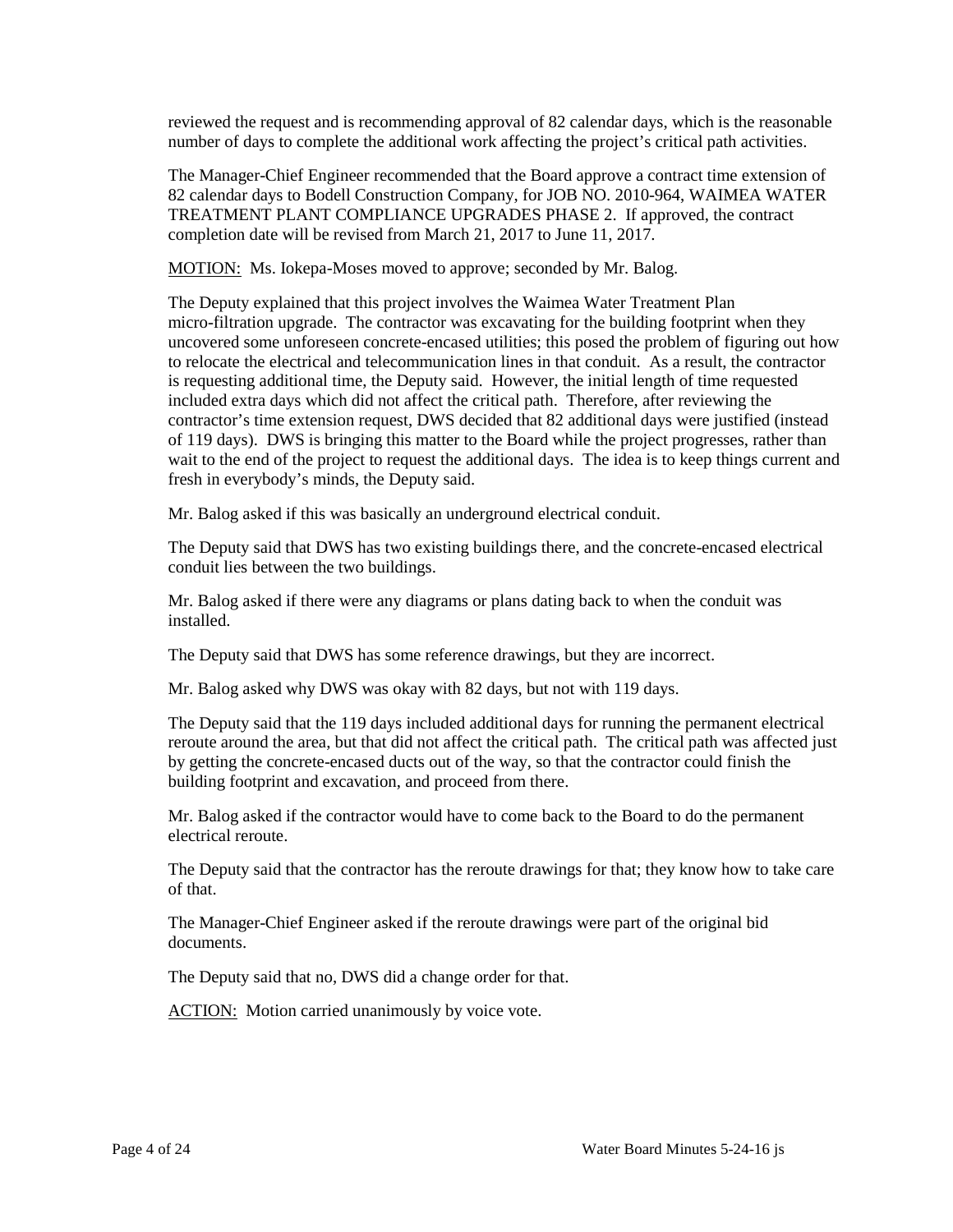reviewed the request and is recommending approval of 82 calendar days, which is the reasonable number of days to complete the additional work affecting the project's critical path activities.

The Manager-Chief Engineer recommended that the Board approve a contract time extension of 82 calendar days to Bodell Construction Company, for JOB NO. 2010-964, WAIMEA WATER TREATMENT PLANT COMPLIANCE UPGRADES PHASE 2. If approved, the contract completion date will be revised from March 21, 2017 to June 11, 2017.

MOTION: Ms. Iokepa-Moses moved to approve; seconded by Mr. Balog.

The Deputy explained that this project involves the Waimea Water Treatment Plan micro-filtration upgrade. The contractor was excavating for the building footprint when they uncovered some unforeseen concrete-encased utilities; this posed the problem of figuring out how to relocate the electrical and telecommunication lines in that conduit. As a result, the contractor is requesting additional time, the Deputy said. However, the initial length of time requested included extra days which did not affect the critical path. Therefore, after reviewing the contractor's time extension request, DWS decided that 82 additional days were justified (instead of 119 days). DWS is bringing this matter to the Board while the project progresses, rather than wait to the end of the project to request the additional days. The idea is to keep things current and fresh in everybody's minds, the Deputy said.

Mr. Balog asked if this was basically an underground electrical conduit.

The Deputy said that DWS has two existing buildings there, and the concrete-encased electrical conduit lies between the two buildings.

Mr. Balog asked if there were any diagrams or plans dating back to when the conduit was installed.

The Deputy said that DWS has some reference drawings, but they are incorrect.

Mr. Balog asked why DWS was okay with 82 days, but not with 119 days.

The Deputy said that the 119 days included additional days for running the permanent electrical reroute around the area, but that did not affect the critical path. The critical path was affected just by getting the concrete-encased ducts out of the way, so that the contractor could finish the building footprint and excavation, and proceed from there.

Mr. Balog asked if the contractor would have to come back to the Board to do the permanent electrical reroute.

The Deputy said that the contractor has the reroute drawings for that; they know how to take care of that.

The Manager-Chief Engineer asked if the reroute drawings were part of the original bid documents.

The Deputy said that no, DWS did a change order for that.

ACTION: Motion carried unanimously by voice vote.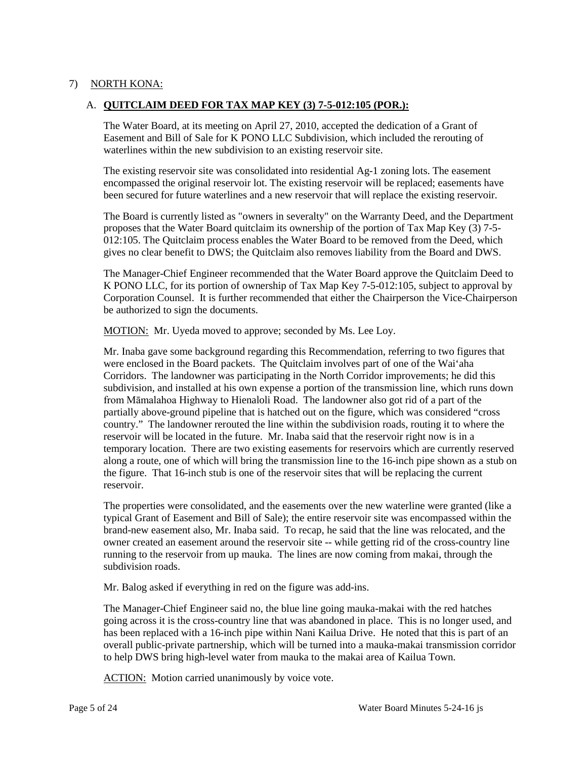7) NORTH KONA:

A. **QUITCLAIM DEED FOR TAX MAP KEY (3) 7-5-012:105 (POR.):**

The Water Board, at its meeting on April 27, 2010, accepted the dedication of a Grant of Easement and Bill of Sale for K PONO LLC Subdivision, which included the rerouting of waterlines within the new subdivision to an existing reservoir site.

The existing reservoir site was consolidated into residential Ag-1 zoning lots. The easement encompassed the original reservoir lot. The existing reservoir will be replaced; easements have been secured for future waterlines and a new reservoir that will replace the existing reservoir.

The Board is currently listed as "owners in severalty" on the Warranty Deed, and the Department proposes that the Water Board quitclaim its ownership of the portion of Tax Map Key (3) 7-5-012:105. The Quitclaim process enables the Water Board to be removed from the Deed, which gives no clear benefit to DWS; the Quitclaim also removes liability from the Board and DWS.

The Manager-Chief Engineer recommended that the Water Board approve the Quitclaim Deed to K PONO LLC, for its portion of ownership of Tax Map Key 7-5-012:105, subject to approval by Corporation Counsel. It is further recommended that either the Chairperson the Vice-Chairperson be authorized to sign the documents.

MOTION: Mr. Uyeda moved to approve; seconded by Ms. Lee Loy.

Mr. Inaba gave some background regarding this Recommendation, referring to two figures that were enclosed in the Board packets. The Quitclaim involves part of one of the Waiʻaha Corridors. The landowner was participating in the North Corridor improvements; he did this subdivision, and installed at his own expense a portion of the transmission line, which runs down from Māmalahoa Highway to Hienaloli Road. The landowner also got rid of a part of the partially above-ground pipeline that is hatched out on the figure, which was considered "cross country." The landowner rerouted the line within the subdivision roads, routing it to where the reservoir will be located in the future. Mr. Inaba said that the reservoir right now is in a temporary location. There are two existing easements for reservoirs which are currently reserved along a route, one of which will bring the transmission line to the 16-inch pipe shown as a stub on the figure. That 16-inch stub is one of the reservoir sites that will be replacing the current reservoir.

The properties were consolidated, and the easements over the new waterline were granted (like a typical Grant of Easement and Bill of Sale); the entire reservoir site was encompassed within the brand-new easement also, Mr. Inaba said. To recap, he said that the line was relocated, and the owner created an easement around the reservoir site -- while getting rid of the cross-country line running to the reservoir from up mauka. The lines are now coming from makai, through the subdivision roads.

Mr. Balog asked if everything in red on the figure was add-ins.

The Manager-Chief Engineer said no, the blue line going mauka-makai with the red hatches going across it is the cross-country line that was abandoned in place. This is no longer used, and has been replaced with a 16-inch pipe within Nani Kailua Drive. He noted that this is part of an overall public-private partnership, which will be turned into a mauka-makai transmission corridor to help DWS bring high-level water from mauka to the makai area of Kailua Town.

ACTION: Motion carried unanimously by voice vote.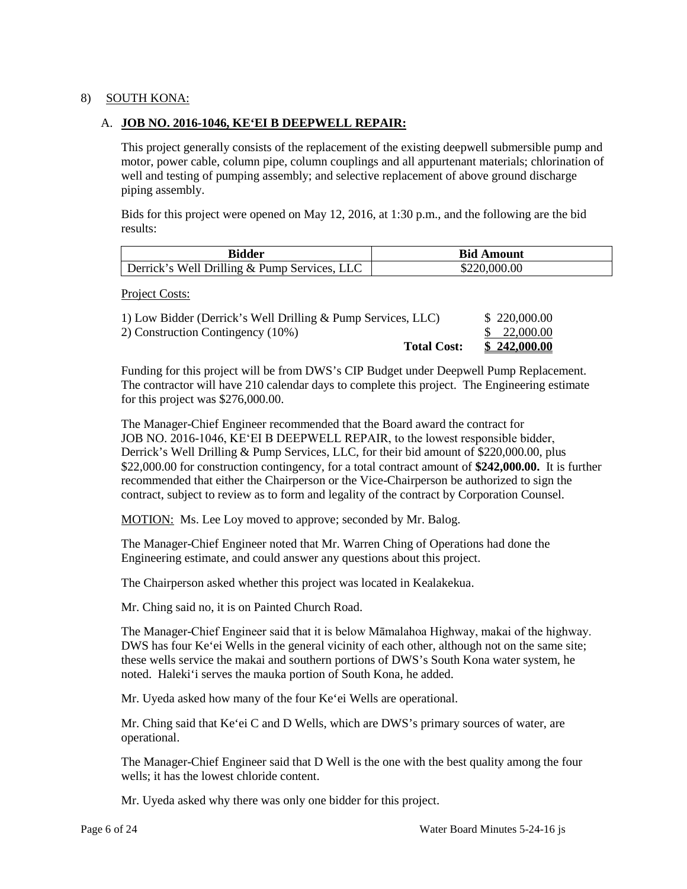8) SOUTH KONA:

A. **JOB NO. 2016-1046, KEʻEI B DEEPWELL REPAIR:**

This project generally consists of the replacement of the existing deepwell submersible pump and motor, power cable, column pipe, column couplings and all appurtenant materials; chlorination of well and testing of pumping assembly; and selective replacement of above ground discharge piping assembly.

Bids for this project were opened on May 12, 2016, at 1:30 p.m., and the following are the bid results:

| Bidder | Bid Amount |
| --- | --- |
| Derrick's Well Drilling & Pump Services, LLC | $220,000.00 |

Project Costs:

| | | |
| --- | --- | --- |
| 1) Low Bidder (Derrick's Well Drilling & Pump Services, LLC) | | $ 220,000.00 |
| 2) Construction Contingency (10%) | | $ 22,000.00 |
| | **Total Cost:** | **$ 242,000.00** |

Funding for this project will be from DWS's CIP Budget under Deepwell Pump Replacement. The contractor will have 210 calendar days to complete this project. The Engineering estimate for this project was $276,000.00.

The Manager-Chief Engineer recommended that the Board award the contract for JOB NO. 2016-1046, KEʻEI B DEEPWELL REPAIR, to the lowest responsible bidder, Derrick's Well Drilling & Pump Services, LLC, for their bid amount of $220,000.00, plus $22,000.00 for construction contingency, for a total contract amount of **$242,000.00.** It is further recommended that either the Chairperson or the Vice-Chairperson be authorized to sign the contract, subject to review as to form and legality of the contract by Corporation Counsel.

MOTION: Ms. Lee Loy moved to approve; seconded by Mr. Balog.

The Manager-Chief Engineer noted that Mr. Warren Ching of Operations had done the Engineering estimate, and could answer any questions about this project.

The Chairperson asked whether this project was located in Kealakekua.

Mr. Ching said no, it is on Painted Church Road.

The Manager-Chief Engineer said that it is below Māmalahoa Highway, makai of the highway. DWS has four Keʻei Wells in the general vicinity of each other, although not on the same site; these wells service the makai and southern portions of DWS's South Kona water system, he noted. Halekiʻi serves the mauka portion of South Kona, he added.

Mr. Uyeda asked how many of the four Keʻei Wells are operational.

Mr. Ching said that Keʻei C and D Wells, which are DWS's primary sources of water, are operational.

The Manager-Chief Engineer said that D Well is the one with the best quality among the four wells; it has the lowest chloride content.

Mr. Uyeda asked why there was only one bidder for this project.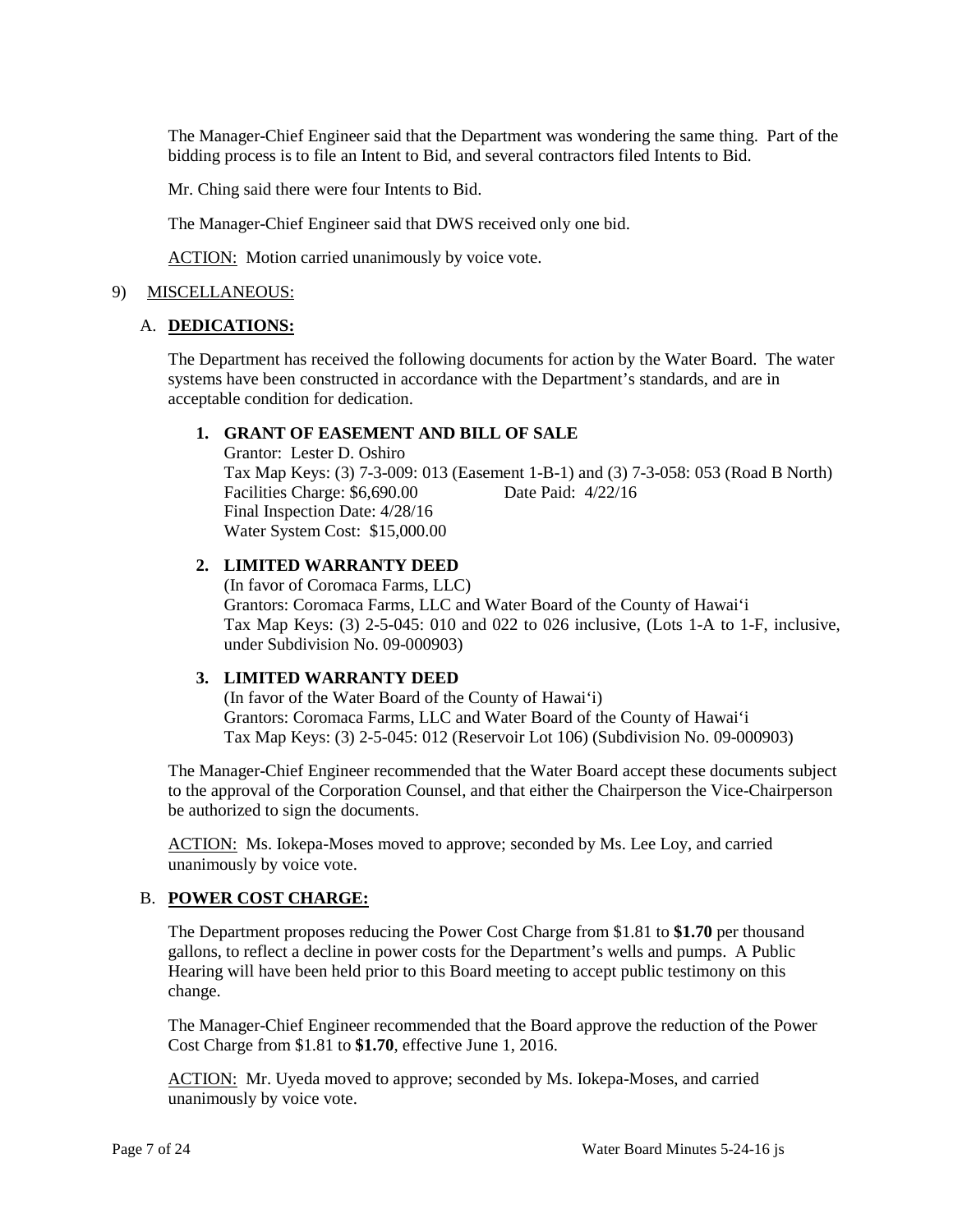The Manager-Chief Engineer said that the Department was wondering the same thing. Part of the bidding process is to file an Intent to Bid, and several contractors filed Intents to Bid.

Mr. Ching said there were four Intents to Bid.

The Manager-Chief Engineer said that DWS received only one bid.

ACTION: Motion carried unanimously by voice vote.

9) MISCELLANEOUS:

A. **DEDICATIONS:**

The Department has received the following documents for action by the Water Board. The water systems have been constructed in accordance with the Department's standards, and are in acceptable condition for dedication.

1. **GRANT OF EASEMENT AND BILL OF SALE**
   Grantor: Lester D. Oshiro
   Tax Map Keys: (3) 7-3-009: 013 (Easement 1-B-1) and (3) 7-3-058: 053 (Road B North)
   Facilities Charge: $6,690.00 Date Paid: 4/22/16
   Final Inspection Date: 4/28/16
   Water System Cost: $15,000.00

2. **LIMITED WARRANTY DEED**
   (In favor of Coromaca Farms, LLC)
   Grantors: Coromaca Farms, LLC and Water Board of the County of Hawai'i
   Tax Map Keys: (3) 2-5-045: 010 and 022 to 026 inclusive, (Lots 1-A to 1-F, inclusive, under Subdivision No. 09-000903)

3. **LIMITED WARRANTY DEED**
   (In favor of the Water Board of the County of Hawai'i)
   Grantors: Coromaca Farms, LLC and Water Board of the County of Hawai'i
   Tax Map Keys: (3) 2-5-045: 012 (Reservoir Lot 106) (Subdivision No. 09-000903)

The Manager-Chief Engineer recommended that the Water Board accept these documents subject to the approval of the Corporation Counsel, and that either the Chairperson the Vice-Chairperson be authorized to sign the documents.

ACTION: Ms. Iokepa-Moses moved to approve; seconded by Ms. Lee Loy, and carried unanimously by voice vote.

B. **POWER COST CHARGE:**

The Department proposes reducing the Power Cost Charge from $1.81 to **$1.70** per thousand gallons, to reflect a decline in power costs for the Department's wells and pumps. A Public Hearing will have been held prior to this Board meeting to accept public testimony on this change.

The Manager-Chief Engineer recommended that the Board approve the reduction of the Power Cost Charge from $1.81 to **$1.70**, effective June 1, 2016.

ACTION: Mr. Uyeda moved to approve; seconded by Ms. Iokepa-Moses, and carried unanimously by voice vote.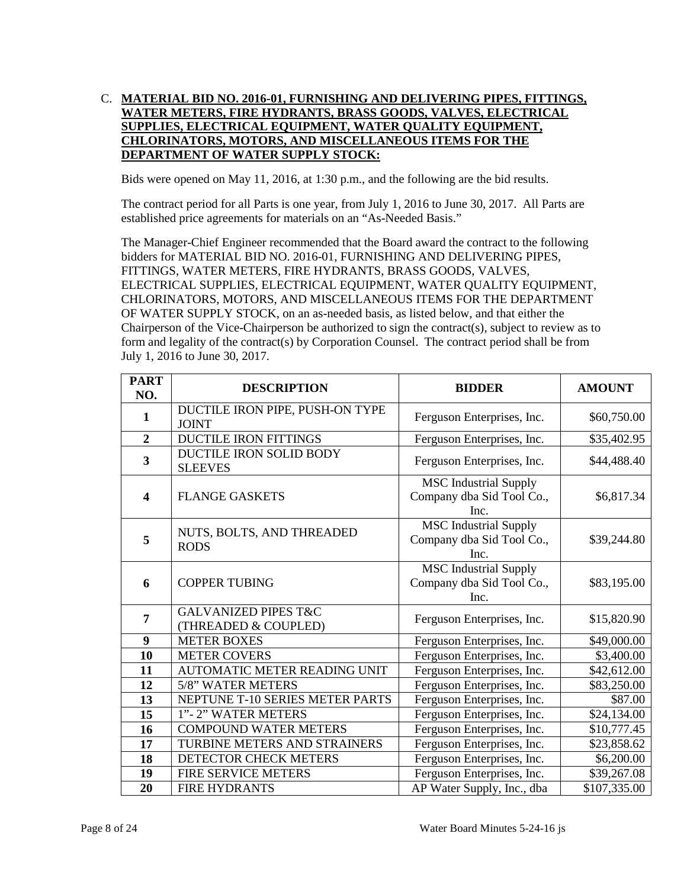C. **MATERIAL BID NO. 2016-01, FURNISHING AND DELIVERING PIPES, FITTINGS, WATER METERS, FIRE HYDRANTS, BRASS GOODS, VALVES, ELECTRICAL SUPPLIES, ELECTRICAL EQUIPMENT, WATER QUALITY EQUIPMENT, CHLORINATORS, MOTORS, AND MISCELLANEOUS ITEMS FOR THE DEPARTMENT OF WATER SUPPLY STOCK:**

Bids were opened on May 11, 2016, at 1:30 p.m., and the following are the bid results.

The contract period for all Parts is one year, from July 1, 2016 to June 30, 2017. All Parts are established price agreements for materials on an "As-Needed Basis."

The Manager-Chief Engineer recommended that the Board award the contract to the following bidders for MATERIAL BID NO. 2016-01, FURNISHING AND DELIVERING PIPES, FITTINGS, WATER METERS, FIRE HYDRANTS, BRASS GOODS, VALVES, ELECTRICAL SUPPLIES, ELECTRICAL EQUIPMENT, WATER QUALITY EQUIPMENT, CHLORINATORS, MOTORS, AND MISCELLANEOUS ITEMS FOR THE DEPARTMENT OF WATER SUPPLY STOCK, on an as-needed basis, as listed below, and that either the Chairperson of the Vice-Chairperson be authorized to sign the contract(s), subject to review as to form and legality of the contract(s) by Corporation Counsel. The contract period shall be from July 1, 2016 to June 30, 2017.

| PART NO. | DESCRIPTION | BIDDER | AMOUNT |
|---|---|---|---|
| 1 | DUCTILE IRON PIPE, PUSH-ON TYPE JOINT | Ferguson Enterprises, Inc. | $60,750.00 |
| 2 | DUCTILE IRON FITTINGS | Ferguson Enterprises, Inc. | $35,402.95 |
| 3 | DUCTILE IRON SOLID BODY SLEEVES | Ferguson Enterprises, Inc. | $44,488.40 |
| 4 | FLANGE GASKETS | MSC Industrial Supply Company dba Sid Tool Co., Inc. | $6,817.34 |
| 5 | NUTS, BOLTS, AND THREADED RODS | MSC Industrial Supply Company dba Sid Tool Co., Inc. | $39,244.80 |
| 6 | COPPER TUBING | MSC Industrial Supply Company dba Sid Tool Co., Inc. | $83,195.00 |
| 7 | GALVANIZED PIPES T&C (THREADED & COUPLED) | Ferguson Enterprises, Inc. | $15,820.90 |
| 9 | METER BOXES | Ferguson Enterprises, Inc. | $49,000.00 |
| 10 | METER COVERS | Ferguson Enterprises, Inc. | $3,400.00 |
| 11 | AUTOMATIC METER READING UNIT | Ferguson Enterprises, Inc. | $42,612.00 |
| 12 | 5/8" WATER METERS | Ferguson Enterprises, Inc. | $83,250.00 |
| 13 | NEPTUNE T-10 SERIES METER PARTS | Ferguson Enterprises, Inc. | $87.00 |
| 15 | 1"- 2" WATER METERS | Ferguson Enterprises, Inc. | $24,134.00 |
| 16 | COMPOUND WATER METERS | Ferguson Enterprises, Inc. | $10,777.45 |
| 17 | TURBINE METERS AND STRAINERS | Ferguson Enterprises, Inc. | $23,858.62 |
| 18 | DETECTOR CHECK METERS | Ferguson Enterprises, Inc. | $6,200.00 |
| 19 | FIRE SERVICE METERS | Ferguson Enterprises, Inc. | $39,267.08 |
| 20 | FIRE HYDRANTS | AP Water Supply, Inc., dba | $107,335.00 |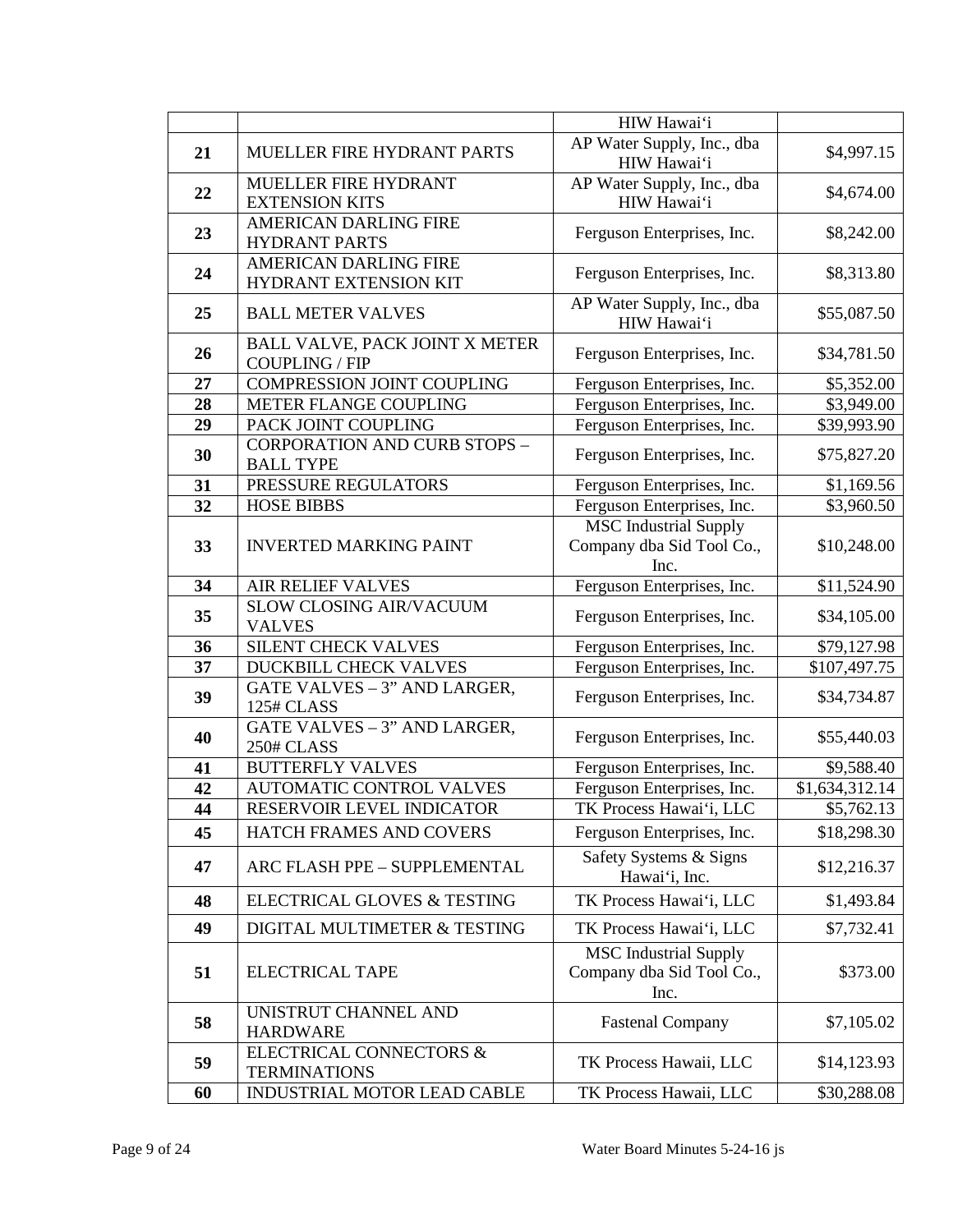| | | | |
|---|---|---|---|
| | | HIW Hawaiʻi | |
| 21 | MUELLER FIRE HYDRANT PARTS | AP Water Supply, Inc., dba HIW Hawaiʻi | $4,997.15 |
| 22 | MUELLER FIRE HYDRANT EXTENSION KITS | AP Water Supply, Inc., dba HIW Hawaiʻi | $4,674.00 |
| 23 | AMERICAN DARLING FIRE HYDRANT PARTS | Ferguson Enterprises, Inc. | $8,242.00 |
| 24 | AMERICAN DARLING FIRE HYDRANT EXTENSION KIT | Ferguson Enterprises, Inc. | $8,313.80 |
| 25 | BALL METER VALVES | AP Water Supply, Inc., dba HIW Hawaiʻi | $55,087.50 |
| 26 | BALL VALVE, PACK JOINT X METER COUPLING / FIP | Ferguson Enterprises, Inc. | $34,781.50 |
| 27 | COMPRESSION JOINT COUPLING | Ferguson Enterprises, Inc. | $5,352.00 |
| 28 | METER FLANGE COUPLING | Ferguson Enterprises, Inc. | $3,949.00 |
| 29 | PACK JOINT COUPLING | Ferguson Enterprises, Inc. | $39,993.90 |
| 30 | CORPORATION AND CURB STOPS – BALL TYPE | Ferguson Enterprises, Inc. | $75,827.20 |
| 31 | PRESSURE REGULATORS | Ferguson Enterprises, Inc. | $1,169.56 |
| 32 | HOSE BIBBS | Ferguson Enterprises, Inc. | $3,960.50 |
| 33 | INVERTED MARKING PAINT | MSC Industrial Supply Company dba Sid Tool Co., Inc. | $10,248.00 |
| 34 | AIR RELIEF VALVES | Ferguson Enterprises, Inc. | $11,524.90 |
| 35 | SLOW CLOSING AIR/VACUUM VALVES | Ferguson Enterprises, Inc. | $34,105.00 |
| 36 | SILENT CHECK VALVES | Ferguson Enterprises, Inc. | $79,127.98 |
| 37 | DUCKBILL CHECK VALVES | Ferguson Enterprises, Inc. | $107,497.75 |
| 39 | GATE VALVES – 3" AND LARGER, 125# CLASS | Ferguson Enterprises, Inc. | $34,734.87 |
| 40 | GATE VALVES – 3" AND LARGER, 250# CLASS | Ferguson Enterprises, Inc. | $55,440.03 |
| 41 | BUTTERFLY VALVES | Ferguson Enterprises, Inc. | $9,588.40 |
| 42 | AUTOMATIC CONTROL VALVES | Ferguson Enterprises, Inc. | $1,634,312.14 |
| 44 | RESERVOIR LEVEL INDICATOR | TK Process Hawaiʻi, LLC | $5,762.13 |
| 45 | HATCH FRAMES AND COVERS | Ferguson Enterprises, Inc. | $18,298.30 |
| 47 | ARC FLASH PPE – SUPPLEMENTAL | Safety Systems & Signs Hawaiʻi, Inc. | $12,216.37 |
| 48 | ELECTRICAL GLOVES & TESTING | TK Process Hawaiʻi, LLC | $1,493.84 |
| 49 | DIGITAL MULTIMETER & TESTING | TK Process Hawaiʻi, LLC | $7,732.41 |
| 51 | ELECTRICAL TAPE | MSC Industrial Supply Company dba Sid Tool Co., Inc. | $373.00 |
| 58 | UNISTRUT CHANNEL AND HARDWARE | Fastenal Company | $7,105.02 |
| 59 | ELECTRICAL CONNECTORS & TERMINATIONS | TK Process Hawaii, LLC | $14,123.93 |
| 60 | INDUSTRIAL MOTOR LEAD CABLE | TK Process Hawaii, LLC | $30,288.08 |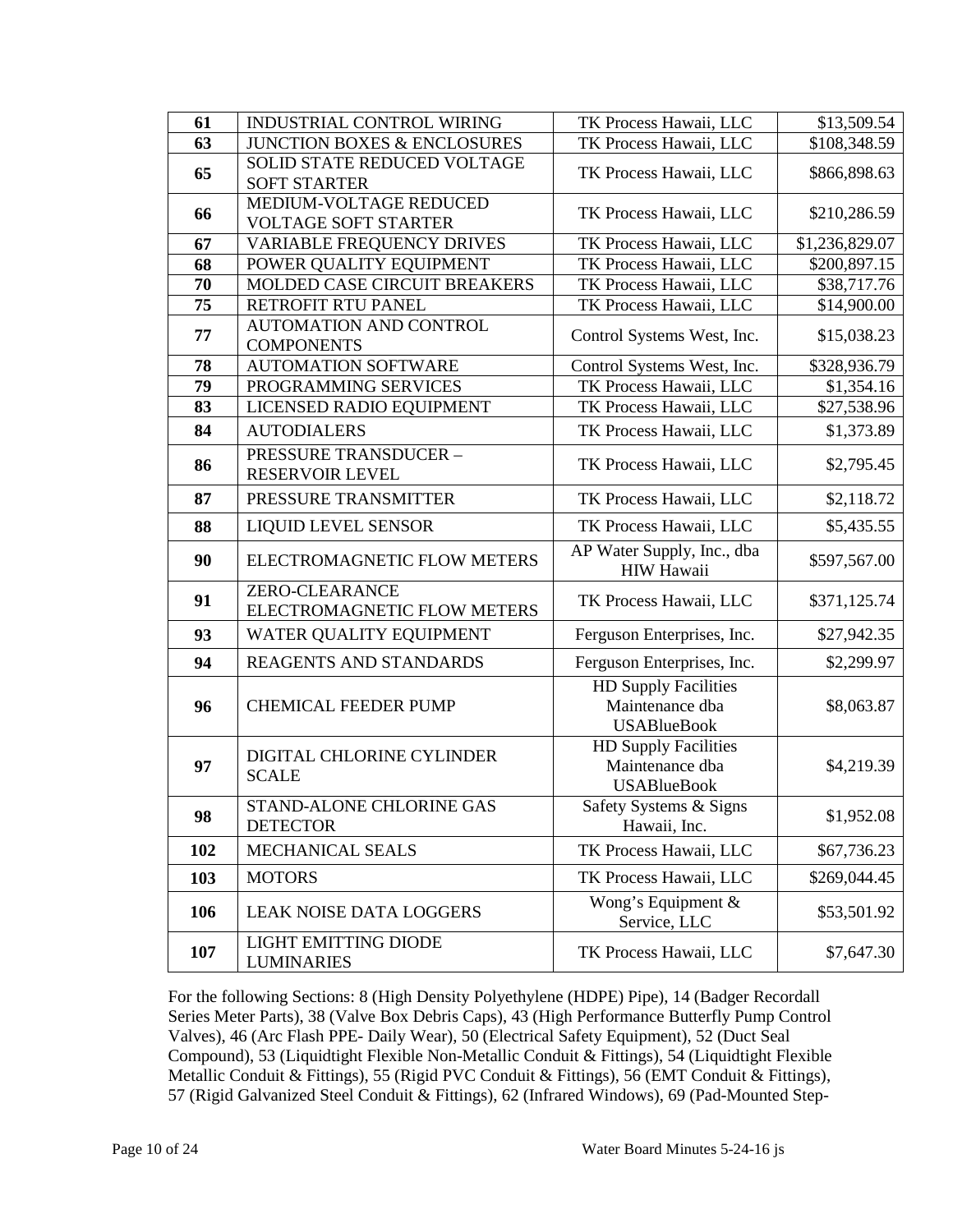| 61 | INDUSTRIAL CONTROL WIRING | TK Process Hawaii, LLC | $13,509.54 |
|---|---|---|---|
| 63 | JUNCTION BOXES & ENCLOSURES | TK Process Hawaii, LLC | $108,348.59 |
| 65 | SOLID STATE REDUCED VOLTAGE SOFT STARTER | TK Process Hawaii, LLC | $866,898.63 |
| 66 | MEDIUM-VOLTAGE REDUCED VOLTAGE SOFT STARTER | TK Process Hawaii, LLC | $210,286.59 |
| 67 | VARIABLE FREQUENCY DRIVES | TK Process Hawaii, LLC | $1,236,829.07 |
| 68 | POWER QUALITY EQUIPMENT | TK Process Hawaii, LLC | $200,897.15 |
| 70 | MOLDED CASE CIRCUIT BREAKERS | TK Process Hawaii, LLC | $38,717.76 |
| 75 | RETROFIT RTU PANEL | TK Process Hawaii, LLC | $14,900.00 |
| 77 | AUTOMATION AND CONTROL COMPONENTS | Control Systems West, Inc. | $15,038.23 |
| 78 | AUTOMATION SOFTWARE | Control Systems West, Inc. | $328,936.79 |
| 79 | PROGRAMMING SERVICES | TK Process Hawaii, LLC | $1,354.16 |
| 83 | LICENSED RADIO EQUIPMENT | TK Process Hawaii, LLC | $27,538.96 |
| 84 | AUTODIALERS | TK Process Hawaii, LLC | $1,373.89 |
| 86 | PRESSURE TRANSDUCER – RESERVOIR LEVEL | TK Process Hawaii, LLC | $2,795.45 |
| 87 | PRESSURE TRANSMITTER | TK Process Hawaii, LLC | $2,118.72 |
| 88 | LIQUID LEVEL SENSOR | TK Process Hawaii, LLC | $5,435.55 |
| 90 | ELECTROMAGNETIC FLOW METERS | AP Water Supply, Inc., dba HIW Hawaii | $597,567.00 |
| 91 | ZERO-CLEARANCE ELECTROMAGNETIC FLOW METERS | TK Process Hawaii, LLC | $371,125.74 |
| 93 | WATER QUALITY EQUIPMENT | Ferguson Enterprises, Inc. | $27,942.35 |
| 94 | REAGENTS AND STANDARDS | Ferguson Enterprises, Inc. | $2,299.97 |
| 96 | CHEMICAL FEEDER PUMP | HD Supply Facilities Maintenance dba USABlueBook | $8,063.87 |
| 97 | DIGITAL CHLORINE CYLINDER SCALE | HD Supply Facilities Maintenance dba USABlueBook | $4,219.39 |
| 98 | STAND-ALONE CHLORINE GAS DETECTOR | Safety Systems & Signs Hawaii, Inc. | $1,952.08 |
| 102 | MECHANICAL SEALS | TK Process Hawaii, LLC | $67,736.23 |
| 103 | MOTORS | TK Process Hawaii, LLC | $269,044.45 |
| 106 | LEAK NOISE DATA LOGGERS | Wong's Equipment & Service, LLC | $53,501.92 |
| 107 | LIGHT EMITTING DIODE LUMINARIES | TK Process Hawaii, LLC | $7,647.30 |

For the following Sections: 8 (High Density Polyethylene (HDPE) Pipe), 14 (Badger Recordall Series Meter Parts), 38 (Valve Box Debris Caps), 43 (High Performance Butterfly Pump Control Valves), 46 (Arc Flash PPE- Daily Wear), 50 (Electrical Safety Equipment), 52 (Duct Seal Compound), 53 (Liquidtight Flexible Non-Metallic Conduit & Fittings), 54 (Liquidtight Flexible Metallic Conduit & Fittings), 55 (Rigid PVC Conduit & Fittings), 56 (EMT Conduit & Fittings), 57 (Rigid Galvanized Steel Conduit & Fittings), 62 (Infrared Windows), 69 (Pad-Mounted Step-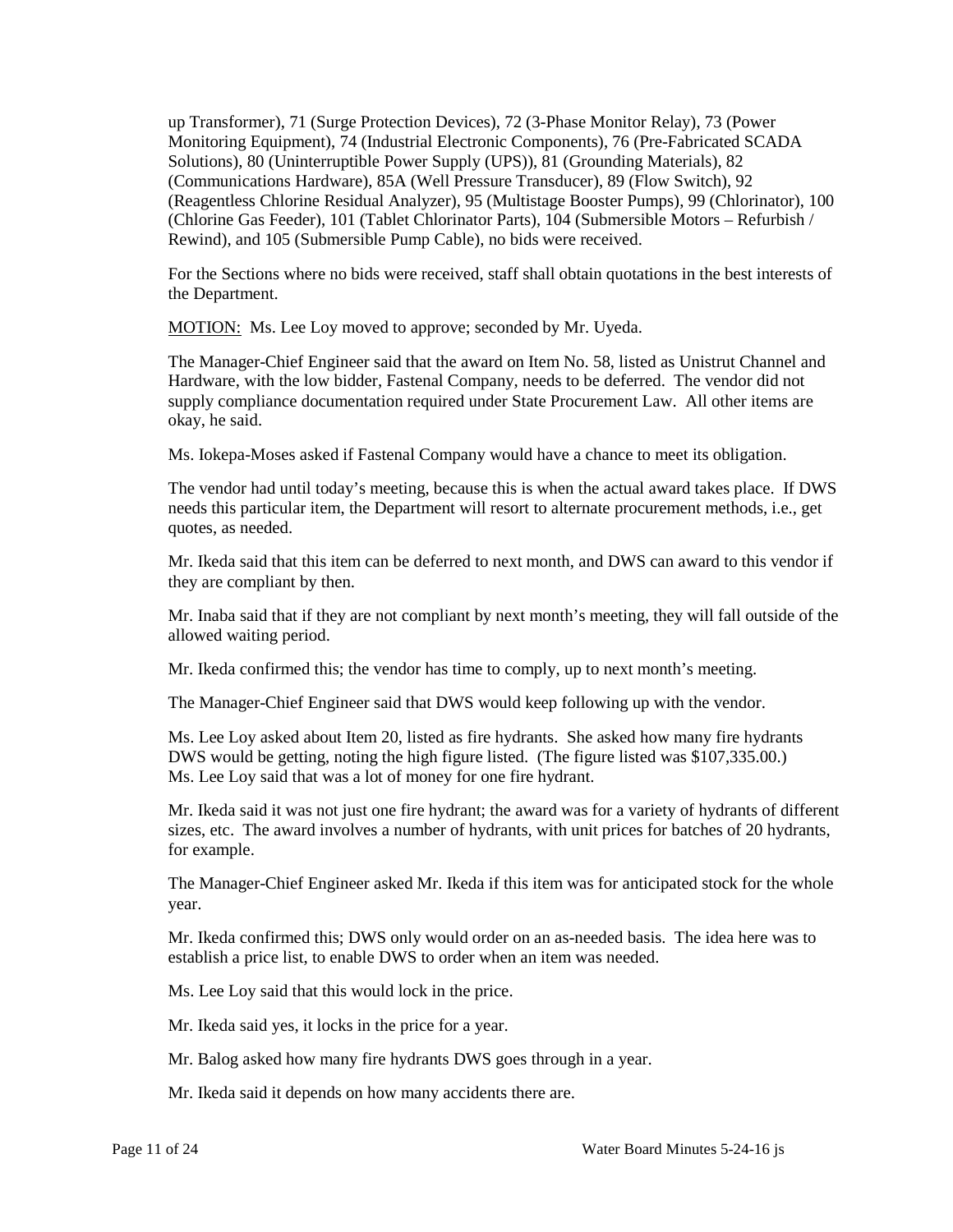up Transformer), 71 (Surge Protection Devices), 72 (3-Phase Monitor Relay), 73 (Power Monitoring Equipment), 74 (Industrial Electronic Components), 76 (Pre-Fabricated SCADA Solutions), 80 (Uninterruptible Power Supply (UPS)), 81 (Grounding Materials), 82 (Communications Hardware), 85A (Well Pressure Transducer), 89 (Flow Switch), 92 (Reagentless Chlorine Residual Analyzer), 95 (Multistage Booster Pumps), 99 (Chlorinator), 100 (Chlorine Gas Feeder), 101 (Tablet Chlorinator Parts), 104 (Submersible Motors – Refurbish / Rewind), and 105 (Submersible Pump Cable), no bids were received.

For the Sections where no bids were received, staff shall obtain quotations in the best interests of the Department.

MOTION: Ms. Lee Loy moved to approve; seconded by Mr. Uyeda.

The Manager-Chief Engineer said that the award on Item No. 58, listed as Unistrut Channel and Hardware, with the low bidder, Fastenal Company, needs to be deferred. The vendor did not supply compliance documentation required under State Procurement Law. All other items are okay, he said.

Ms. Iokepa-Moses asked if Fastenal Company would have a chance to meet its obligation.

The vendor had until today's meeting, because this is when the actual award takes place. If DWS needs this particular item, the Department will resort to alternate procurement methods, i.e., get quotes, as needed.

Mr. Ikeda said that this item can be deferred to next month, and DWS can award to this vendor if they are compliant by then.

Mr. Inaba said that if they are not compliant by next month's meeting, they will fall outside of the allowed waiting period.

Mr. Ikeda confirmed this; the vendor has time to comply, up to next month's meeting.

The Manager-Chief Engineer said that DWS would keep following up with the vendor.

Ms. Lee Loy asked about Item 20, listed as fire hydrants. She asked how many fire hydrants DWS would be getting, noting the high figure listed. (The figure listed was $107,335.00.) Ms. Lee Loy said that was a lot of money for one fire hydrant.

Mr. Ikeda said it was not just one fire hydrant; the award was for a variety of hydrants of different sizes, etc. The award involves a number of hydrants, with unit prices for batches of 20 hydrants, for example.

The Manager-Chief Engineer asked Mr. Ikeda if this item was for anticipated stock for the whole year.

Mr. Ikeda confirmed this; DWS only would order on an as-needed basis. The idea here was to establish a price list, to enable DWS to order when an item was needed.

Ms. Lee Loy said that this would lock in the price.

Mr. Ikeda said yes, it locks in the price for a year.

Mr. Balog asked how many fire hydrants DWS goes through in a year.

Mr. Ikeda said it depends on how many accidents there are.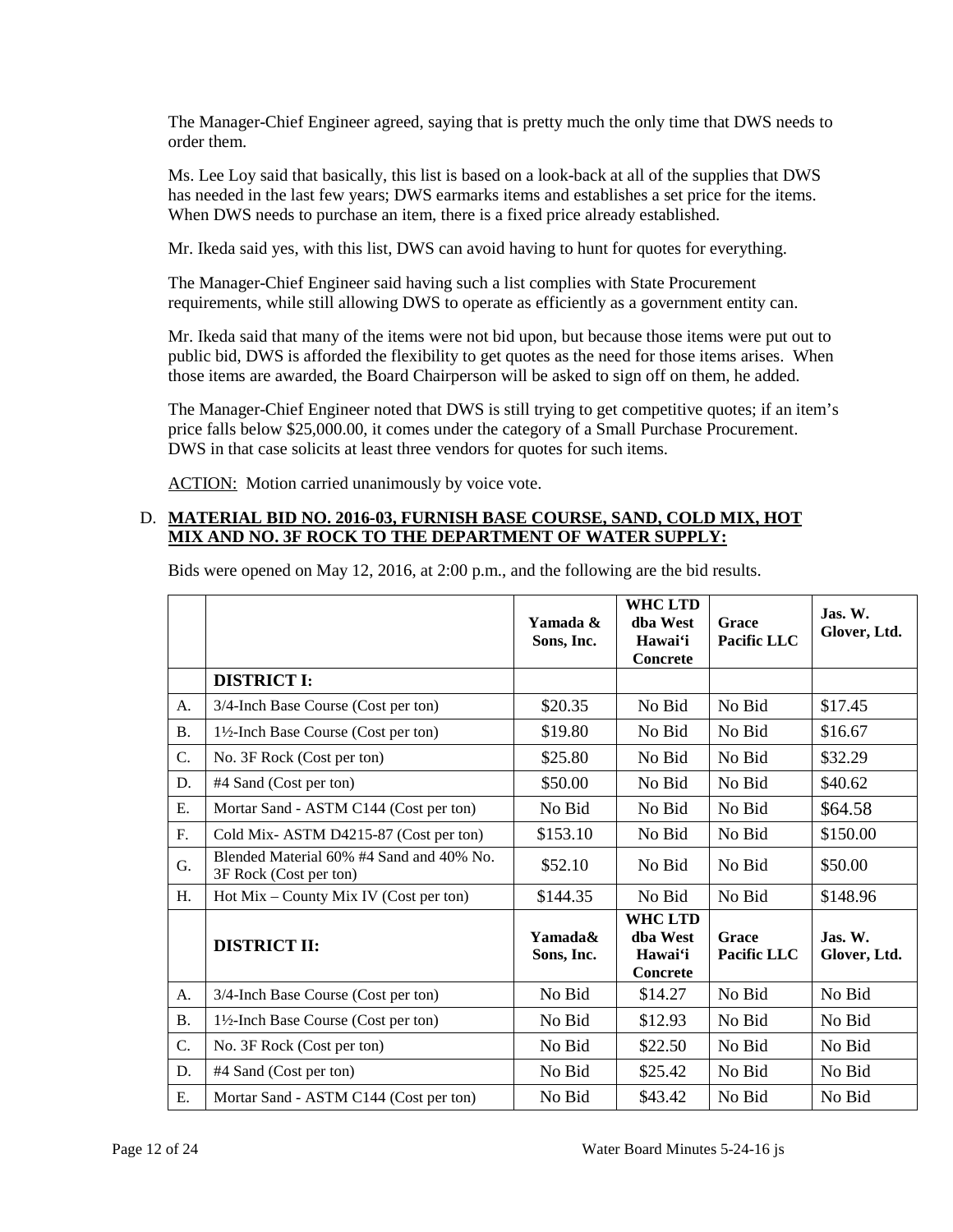The Manager-Chief Engineer agreed, saying that is pretty much the only time that DWS needs to order them.

Ms. Lee Loy said that basically, this list is based on a look-back at all of the supplies that DWS has needed in the last few years; DWS earmarks items and establishes a set price for the items. When DWS needs to purchase an item, there is a fixed price already established.

Mr. Ikeda said yes, with this list, DWS can avoid having to hunt for quotes for everything.

The Manager-Chief Engineer said having such a list complies with State Procurement requirements, while still allowing DWS to operate as efficiently as a government entity can.

Mr. Ikeda said that many of the items were not bid upon, but because those items were put out to public bid, DWS is afforded the flexibility to get quotes as the need for those items arises. When those items are awarded, the Board Chairperson will be asked to sign off on them, he added.

The Manager-Chief Engineer noted that DWS is still trying to get competitive quotes; if an item's price falls below $25,000.00, it comes under the category of a Small Purchase Procurement. DWS in that case solicits at least three vendors for quotes for such items.

ACTION: Motion carried unanimously by voice vote.

D. **MATERIAL BID NO. 2016-03, FURNISH BASE COURSE, SAND, COLD MIX, HOT MIX AND NO. 3F ROCK TO THE DEPARTMENT OF WATER SUPPLY:**

Bids were opened on May 12, 2016, at 2:00 p.m., and the following are the bid results.

| | | **Yamada & Sons, Inc.** | **WHC LTD dba West Hawai'i Concrete** | **Grace Pacific LLC** | **Jas. W. Glover, Ltd.** |
|---|---|---|---|---|---|
| | **DISTRICT I:** | | | | |
| A. | 3/4-Inch Base Course (Cost per ton) | $20.35 | No Bid | No Bid | $17.45 |
| B. | 1½-Inch Base Course (Cost per ton) | $19.80 | No Bid | No Bid | $16.67 |
| C. | No. 3F Rock (Cost per ton) | $25.80 | No Bid | No Bid | $32.29 |
| D. | #4 Sand (Cost per ton) | $50.00 | No Bid | No Bid | $40.62 |
| E. | Mortar Sand - ASTM C144 (Cost per ton) | No Bid | No Bid | No Bid | $64.58 |
| F. | Cold Mix- ASTM D4215-87 (Cost per ton) | $153.10 | No Bid | No Bid | $150.00 |
| G. | Blended Material 60% #4 Sand and 40% No. 3F Rock (Cost per ton) | $52.10 | No Bid | No Bid | $50.00 |
| H. | Hot Mix – County Mix IV (Cost per ton) | $144.35 | No Bid | No Bid | $148.96 |
| | **DISTRICT II:** | **Yamada& Sons, Inc.** | **WHC LTD dba West Hawai'i Concrete** | **Grace Pacific LLC** | **Jas. W. Glover, Ltd.** |
| A. | 3/4-Inch Base Course (Cost per ton) | No Bid | $14.27 | No Bid | No Bid |
| B. | 1½-Inch Base Course (Cost per ton) | No Bid | $12.93 | No Bid | No Bid |
| C. | No. 3F Rock (Cost per ton) | No Bid | $22.50 | No Bid | No Bid |
| D. | #4 Sand (Cost per ton) | No Bid | $25.42 | No Bid | No Bid |
| E. | Mortar Sand - ASTM C144 (Cost per ton) | No Bid | $43.42 | No Bid | No Bid |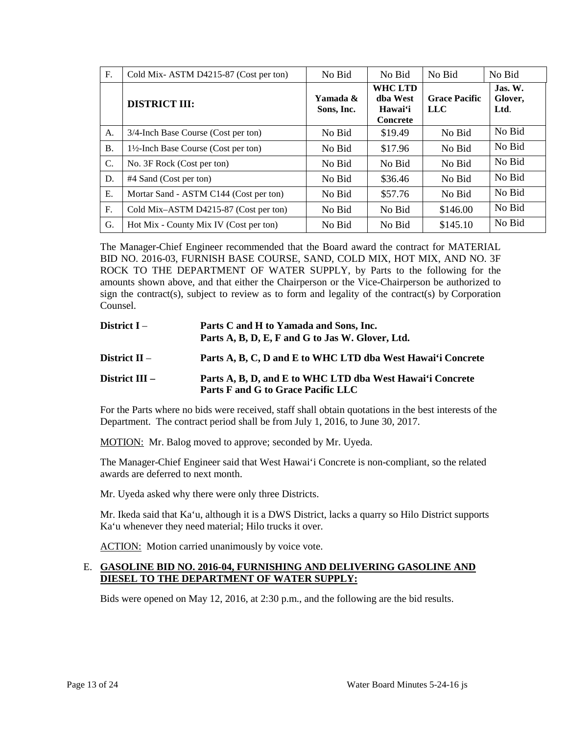| F. | Cold Mix- ASTM D4215-87 (Cost per ton) | No Bid | No Bid | No Bid | No Bid |
|---|---|---|---|---|---|
| | **DISTRICT III:** | **Yamada & Sons, Inc.** | **WHC LTD dba West Hawai'i Concrete** | **Grace Pacific LLC** | **Jas. W. Glover, Ltd.** |
| A. | 3/4-Inch Base Course (Cost per ton) | No Bid | $19.49 | No Bid | No Bid |
| B. | 1½-Inch Base Course (Cost per ton) | No Bid | $17.96 | No Bid | No Bid |
| C. | No. 3F Rock (Cost per ton) | No Bid | No Bid | No Bid | No Bid |
| D. | #4 Sand (Cost per ton) | No Bid | $36.46 | No Bid | No Bid |
| E. | Mortar Sand - ASTM C144 (Cost per ton) | No Bid | $57.76 | No Bid | No Bid |
| F. | Cold Mix–ASTM D4215-87 (Cost per ton) | No Bid | No Bid | $146.00 | No Bid |
| G. | Hot Mix - County Mix IV (Cost per ton) | No Bid | No Bid | $145.10 | No Bid |

The Manager-Chief Engineer recommended that the Board award the contract for MATERIAL BID NO. 2016-03, FURNISH BASE COURSE, SAND, COLD MIX, HOT MIX, AND NO. 3F ROCK TO THE DEPARTMENT OF WATER SUPPLY, by Parts to the following for the amounts shown above, and that either the Chairperson or the Vice-Chairperson be authorized to sign the contract(s), subject to review as to form and legality of the contract(s) by Corporation Counsel.

**District I** – **Parts C and H to Yamada and Sons, Inc.**
**Parts A, B, D, E, F and G to Jas W. Glover, Ltd.**

**District II** – **Parts A, B, C, D and E to WHC LTD dba West Hawai'i Concrete**

**District III –** **Parts A, B, D, and E to WHC LTD dba West Hawai'i Concrete**
**Parts F and G to Grace Pacific LLC**

For the Parts where no bids were received, staff shall obtain quotations in the best interests of the Department. The contract period shall be from July 1, 2016, to June 30, 2017.

MOTION: Mr. Balog moved to approve; seconded by Mr. Uyeda.

The Manager-Chief Engineer said that West Hawai'i Concrete is non-compliant, so the related awards are deferred to next month.

Mr. Uyeda asked why there were only three Districts.

Mr. Ikeda said that Ka'u, although it is a DWS District, lacks a quarry so Hilo District supports Ka'u whenever they need material; Hilo trucks it over.

ACTION: Motion carried unanimously by voice vote.

E. **GASOLINE BID NO. 2016-04, FURNISHING AND DELIVERING GASOLINE AND DIESEL TO THE DEPARTMENT OF WATER SUPPLY:**

Bids were opened on May 12, 2016, at 2:30 p.m., and the following are the bid results.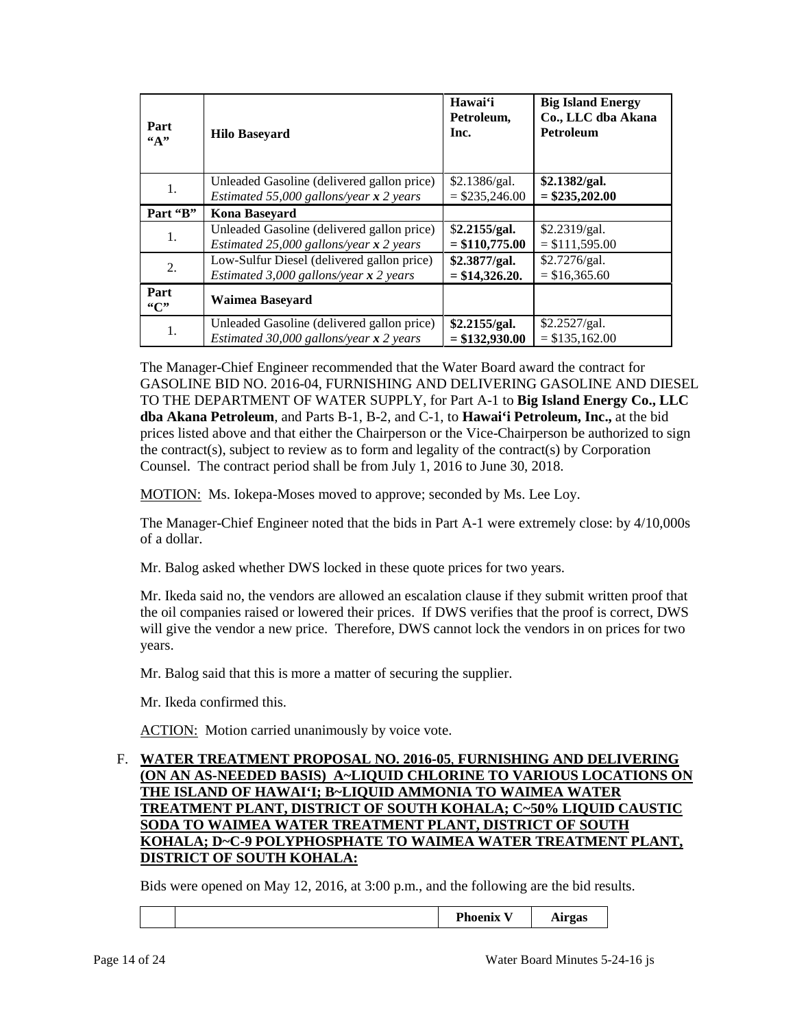| Part "A" | Hilo Baseyard | Hawai'i Petroleum, Inc. | Big Island Energy Co., LLC dba Akana Petroleum |
|---|---|---|---|
| 1. | Unleaded Gasoline (delivered gallon price) *Estimated 55,000 gallons/year x 2 years* | \$2.1386/gal. = \$235,246.00 | **\$2.1382/gal. = \$235,202.00** |
| **Part "B"** | **Kona Baseyard** | | |
| 1. | Unleaded Gasoline (delivered gallon price) *Estimated 25,000 gallons/year x 2 years* | **\$2.2155/gal. = \$110,775.00** | \$2.2319/gal. = \$111,595.00 |
| 2. | Low-Sulfur Diesel (delivered gallon price) *Estimated 3,000 gallons/year x 2 years* | **\$2.3877/gal. = \$14,326.20.** | \$2.7276/gal. = \$16,365.60 |
| **Part "C"** | **Waimea Baseyard** | | |
| 1. | Unleaded Gasoline (delivered gallon price) *Estimated 30,000 gallons/year x 2 years* | **\$2.2155/gal. = \$132,930.00** | \$2.2527/gal. = \$135,162.00 |

The Manager-Chief Engineer recommended that the Water Board award the contract for GASOLINE BID NO. 2016-04, FURNISHING AND DELIVERING GASOLINE AND DIESEL TO THE DEPARTMENT OF WATER SUPPLY, for Part A-1 to **Big Island Energy Co., LLC dba Akana Petroleum**, and Parts B-1, B-2, and C-1, to **Hawai'i Petroleum, Inc.,** at the bid prices listed above and that either the Chairperson or the Vice-Chairperson be authorized to sign the contract(s), subject to review as to form and legality of the contract(s) by Corporation Counsel. The contract period shall be from July 1, 2016 to June 30, 2018.

MOTION: Ms. Iokepa-Moses moved to approve; seconded by Ms. Lee Loy.

The Manager-Chief Engineer noted that the bids in Part A-1 were extremely close: by 4/10,000s of a dollar.

Mr. Balog asked whether DWS locked in these quote prices for two years.

Mr. Ikeda said no, the vendors are allowed an escalation clause if they submit written proof that the oil companies raised or lowered their prices. If DWS verifies that the proof is correct, DWS will give the vendor a new price. Therefore, DWS cannot lock the vendors in on prices for two years.

Mr. Balog said that this is more a matter of securing the supplier.

Mr. Ikeda confirmed this.

ACTION: Motion carried unanimously by voice vote.

F. **WATER TREATMENT PROPOSAL NO. 2016-05, FURNISHING AND DELIVERING (ON AN AS-NEEDED BASIS) A~LIQUID CHLORINE TO VARIOUS LOCATIONS ON THE ISLAND OF HAWAI'I; B~LIQUID AMMONIA TO WAIMEA WATER TREATMENT PLANT, DISTRICT OF SOUTH KOHALA; C~50% LIQUID CAUSTIC SODA TO WAIMEA WATER TREATMENT PLANT, DISTRICT OF SOUTH KOHALA; D~C-9 POLYPHOSPHATE TO WAIMEA WATER TREATMENT PLANT, DISTRICT OF SOUTH KOHALA:**

Bids were opened on May 12, 2016, at 3:00 p.m., and the following are the bid results.

| | | Phoenix V | Airgas |
|---|---|---|---|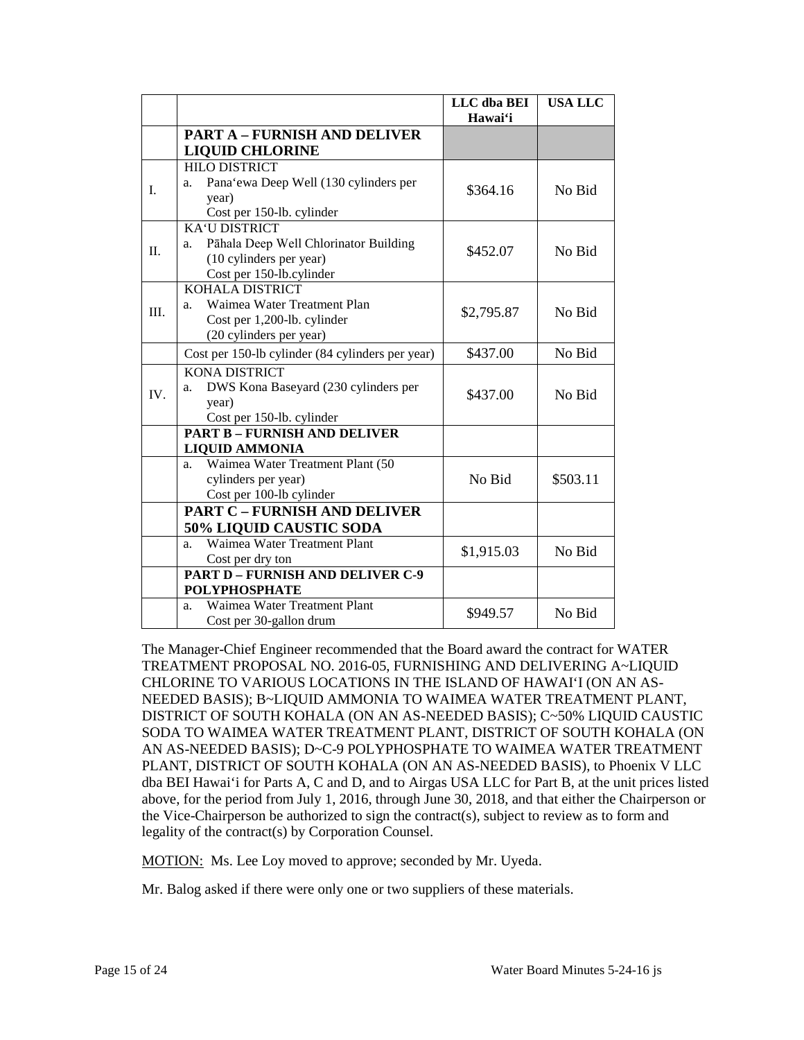| | | LLC dba BEI Hawai'i | USA LLC |
|---|---|---|---|
| | **PART A – FURNISH AND DELIVER LIQUID CHLORINE** | | |
| I. | HILO DISTRICT<br>a. Pana'ewa Deep Well (130 cylinders per year)<br>Cost per 150-lb. cylinder | $364.16 | No Bid |
| II. | KA'U DISTRICT<br>a. Pāhala Deep Well Chlorinator Building (10 cylinders per year)<br>Cost per 150-lb.cylinder | $452.07 | No Bid |
| III. | KOHALA DISTRICT<br>a. Waimea Water Treatment Plan<br>Cost per 1,200-lb. cylinder<br>(20 cylinders per year) | $2,795.87 | No Bid |
| | Cost per 150-lb cylinder (84 cylinders per year) | $437.00 | No Bid |
| IV. | KONA DISTRICT<br>a. DWS Kona Baseyard (230 cylinders per year)<br>Cost per 150-lb. cylinder | $437.00 | No Bid |
| | **PART B – FURNISH AND DELIVER LIQUID AMMONIA** | | |
| | a. Waimea Water Treatment Plant (50 cylinders per year)<br>Cost per 100-lb cylinder | No Bid | $503.11 |
| | **PART C – FURNISH AND DELIVER 50% LIQUID CAUSTIC SODA** | | |
| | a. Waimea Water Treatment Plant<br>Cost per dry ton | $1,915.03 | No Bid |
| | **PART D – FURNISH AND DELIVER C-9 POLYPHOSPHATE** | | |
| | a. Waimea Water Treatment Plant<br>Cost per 30-gallon drum | $949.57 | No Bid |

The Manager-Chief Engineer recommended that the Board award the contract for WATER TREATMENT PROPOSAL NO. 2016-05, FURNISHING AND DELIVERING A~LIQUID CHLORINE TO VARIOUS LOCATIONS IN THE ISLAND OF HAWAI'I (ON AN AS-NEEDED BASIS); B~LIQUID AMMONIA TO WAIMEA WATER TREATMENT PLANT, DISTRICT OF SOUTH KOHALA (ON AN AS-NEEDED BASIS); C~50% LIQUID CAUSTIC SODA TO WAIMEA WATER TREATMENT PLANT, DISTRICT OF SOUTH KOHALA (ON AN AS-NEEDED BASIS); D~C-9 POLYPHOSPHATE TO WAIMEA WATER TREATMENT PLANT, DISTRICT OF SOUTH KOHALA (ON AN AS-NEEDED BASIS), to Phoenix V LLC dba BEI Hawai'i for Parts A, C and D, and to Airgas USA LLC for Part B, at the unit prices listed above, for the period from July 1, 2016, through June 30, 2018, and that either the Chairperson or the Vice-Chairperson be authorized to sign the contract(s), subject to review as to form and legality of the contract(s) by Corporation Counsel.

MOTION: Ms. Lee Loy moved to approve; seconded by Mr. Uyeda.

Mr. Balog asked if there were only one or two suppliers of these materials.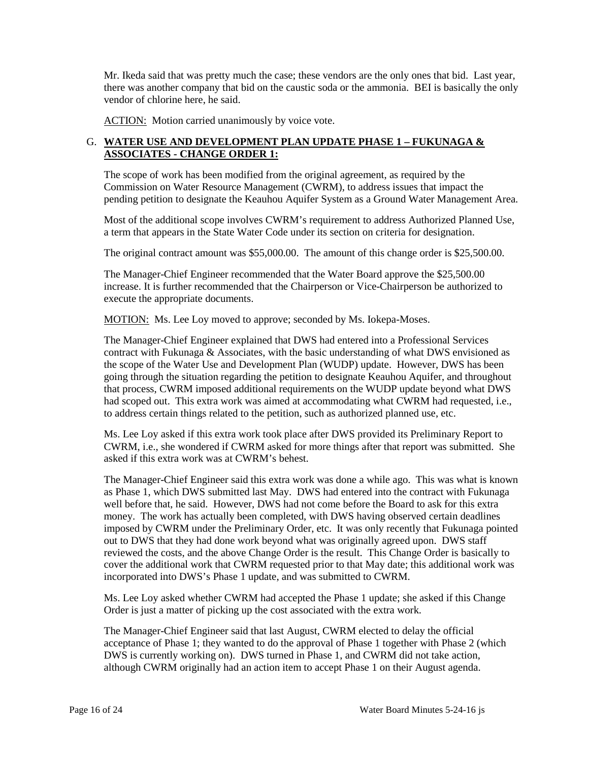Mr. Ikeda said that was pretty much the case; these vendors are the only ones that bid. Last year, there was another company that bid on the caustic soda or the ammonia. BEI is basically the only vendor of chlorine here, he said.

ACTION: Motion carried unanimously by voice vote.

G. **WATER USE AND DEVELOPMENT PLAN UPDATE PHASE 1 – FUKUNAGA & ASSOCIATES - CHANGE ORDER 1:**

The scope of work has been modified from the original agreement, as required by the Commission on Water Resource Management (CWRM), to address issues that impact the pending petition to designate the Keauhou Aquifer System as a Ground Water Management Area.

Most of the additional scope involves CWRM's requirement to address Authorized Planned Use, a term that appears in the State Water Code under its section on criteria for designation.

The original contract amount was $55,000.00. The amount of this change order is $25,500.00.

The Manager-Chief Engineer recommended that the Water Board approve the $25,500.00 increase. It is further recommended that the Chairperson or Vice-Chairperson be authorized to execute the appropriate documents.

MOTION: Ms. Lee Loy moved to approve; seconded by Ms. Iokepa-Moses.

The Manager-Chief Engineer explained that DWS had entered into a Professional Services contract with Fukunaga & Associates, with the basic understanding of what DWS envisioned as the scope of the Water Use and Development Plan (WUDP) update. However, DWS has been going through the situation regarding the petition to designate Keauhou Aquifer, and throughout that process, CWRM imposed additional requirements on the WUDP update beyond what DWS had scoped out. This extra work was aimed at accommodating what CWRM had requested, i.e., to address certain things related to the petition, such as authorized planned use, etc.

Ms. Lee Loy asked if this extra work took place after DWS provided its Preliminary Report to CWRM, i.e., she wondered if CWRM asked for more things after that report was submitted. She asked if this extra work was at CWRM's behest.

The Manager-Chief Engineer said this extra work was done a while ago. This was what is known as Phase 1, which DWS submitted last May. DWS had entered into the contract with Fukunaga well before that, he said. However, DWS had not come before the Board to ask for this extra money. The work has actually been completed, with DWS having observed certain deadlines imposed by CWRM under the Preliminary Order, etc. It was only recently that Fukunaga pointed out to DWS that they had done work beyond what was originally agreed upon. DWS staff reviewed the costs, and the above Change Order is the result. This Change Order is basically to cover the additional work that CWRM requested prior to that May date; this additional work was incorporated into DWS's Phase 1 update, and was submitted to CWRM.

Ms. Lee Loy asked whether CWRM had accepted the Phase 1 update; she asked if this Change Order is just a matter of picking up the cost associated with the extra work.

The Manager-Chief Engineer said that last August, CWRM elected to delay the official acceptance of Phase 1; they wanted to do the approval of Phase 1 together with Phase 2 (which DWS is currently working on). DWS turned in Phase 1, and CWRM did not take action, although CWRM originally had an action item to accept Phase 1 on their August agenda.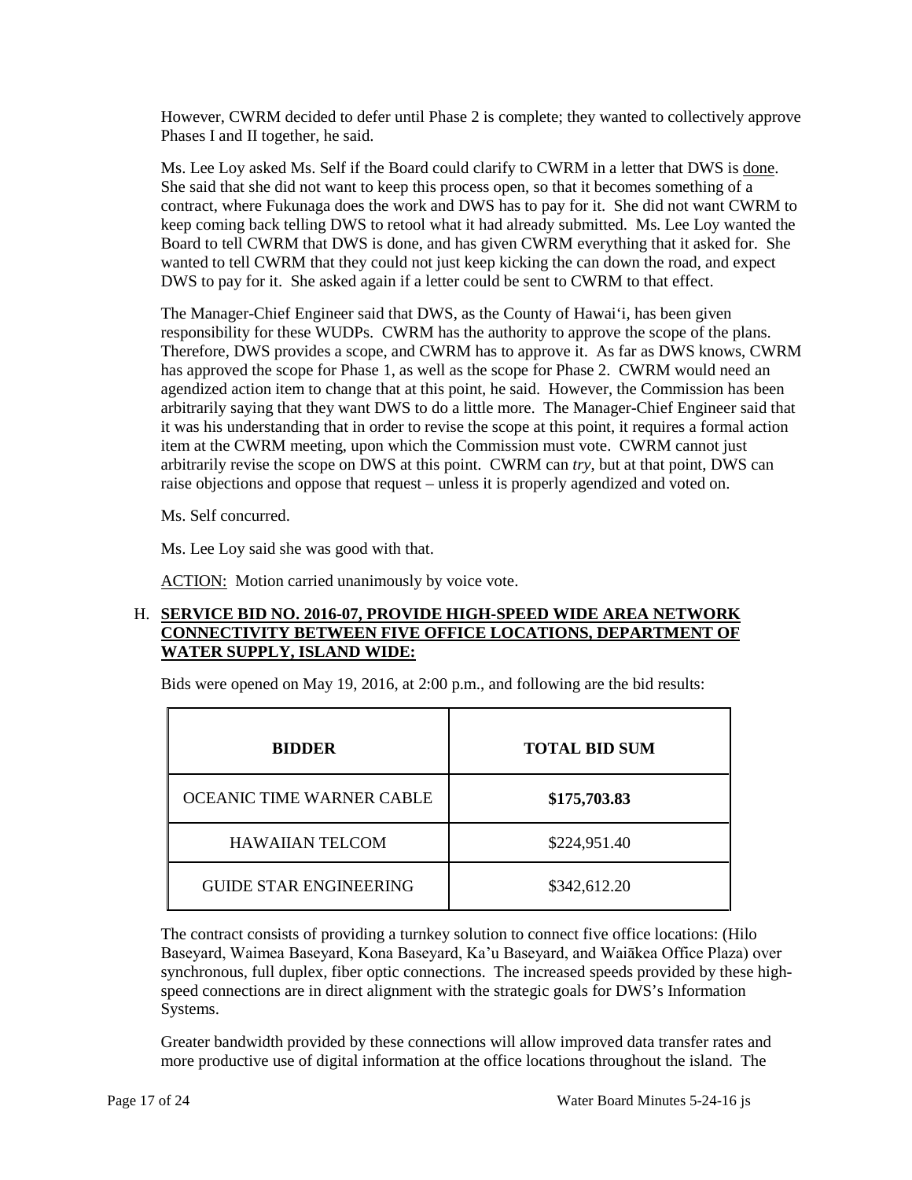However, CWRM decided to defer until Phase 2 is complete; they wanted to collectively approve Phases I and II together, he said.

Ms. Lee Loy asked Ms. Self if the Board could clarify to CWRM in a letter that DWS is done. She said that she did not want to keep this process open, so that it becomes something of a contract, where Fukunaga does the work and DWS has to pay for it. She did not want CWRM to keep coming back telling DWS to retool what it had already submitted. Ms. Lee Loy wanted the Board to tell CWRM that DWS is done, and has given CWRM everything that it asked for. She wanted to tell CWRM that they could not just keep kicking the can down the road, and expect DWS to pay for it. She asked again if a letter could be sent to CWRM to that effect.

The Manager-Chief Engineer said that DWS, as the County of Hawai'i, has been given responsibility for these WUDPs. CWRM has the authority to approve the scope of the plans. Therefore, DWS provides a scope, and CWRM has to approve it. As far as DWS knows, CWRM has approved the scope for Phase 1, as well as the scope for Phase 2. CWRM would need an agendized action item to change that at this point, he said. However, the Commission has been arbitrarily saying that they want DWS to do a little more. The Manager-Chief Engineer said that it was his understanding that in order to revise the scope at this point, it requires a formal action item at the CWRM meeting, upon which the Commission must vote. CWRM cannot just arbitrarily revise the scope on DWS at this point. CWRM can *try*, but at that point, DWS can raise objections and oppose that request – unless it is properly agendized and voted on.

Ms. Self concurred.

Ms. Lee Loy said she was good with that.

ACTION: Motion carried unanimously by voice vote.

H. **SERVICE BID NO. 2016-07, PROVIDE HIGH-SPEED WIDE AREA NETWORK CONNECTIVITY BETWEEN FIVE OFFICE LOCATIONS, DEPARTMENT OF WATER SUPPLY, ISLAND WIDE:**

Bids were opened on May 19, 2016, at 2:00 p.m., and following are the bid results:

| BIDDER | TOTAL BID SUM |
|---|---|
| OCEANIC TIME WARNER CABLE | **$175,703.83** |
| HAWAIIAN TELCOM | $224,951.40 |
| GUIDE STAR ENGINEERING | $342,612.20 |

The contract consists of providing a turnkey solution to connect five office locations: (Hilo Baseyard, Waimea Baseyard, Kona Baseyard, Ka'u Baseyard, and Waiākea Office Plaza) over synchronous, full duplex, fiber optic connections. The increased speeds provided by these high-speed connections are in direct alignment with the strategic goals for DWS's Information Systems.

Greater bandwidth provided by these connections will allow improved data transfer rates and more productive use of digital information at the office locations throughout the island. The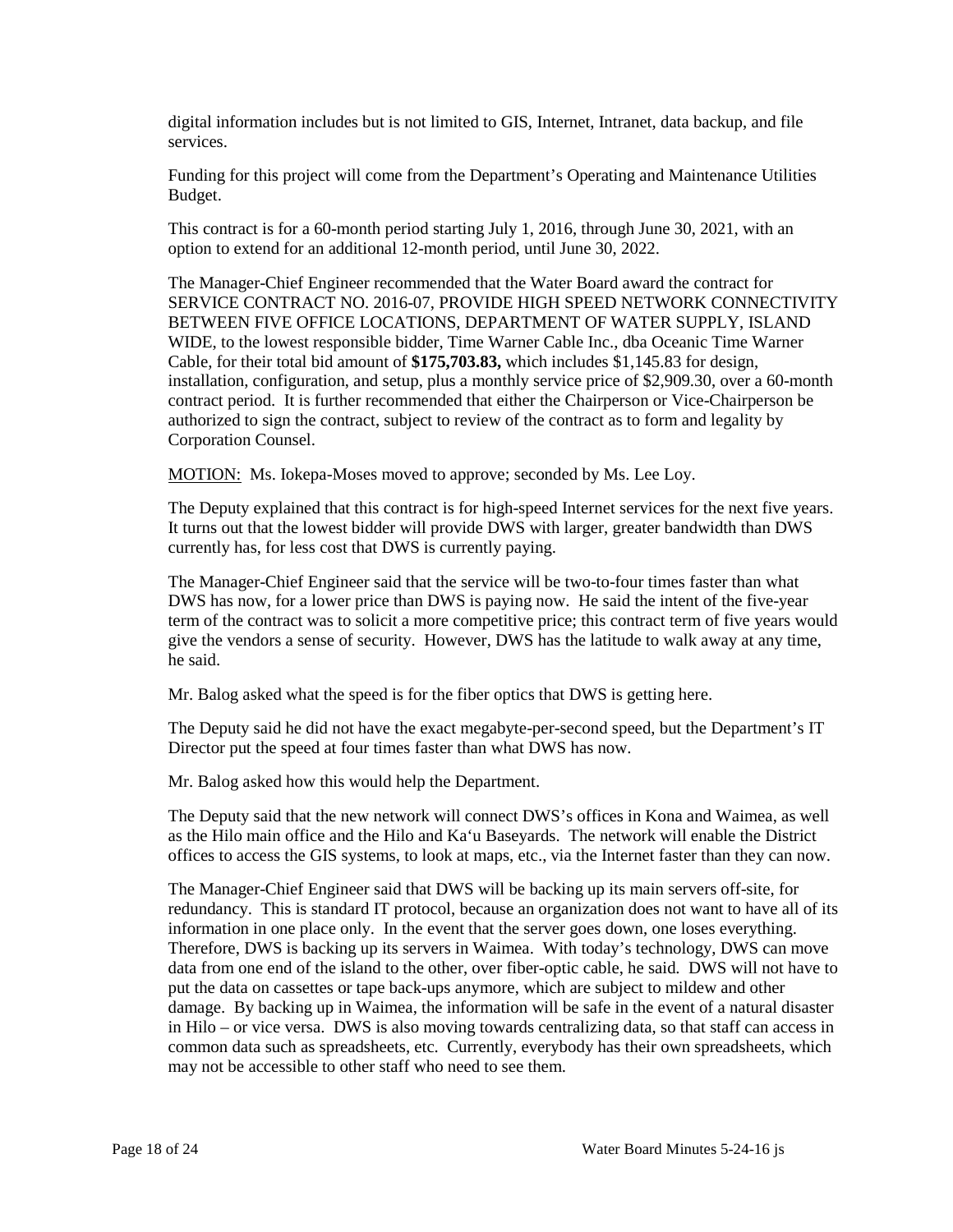digital information includes but is not limited to GIS, Internet, Intranet, data backup, and file services.

Funding for this project will come from the Department's Operating and Maintenance Utilities Budget.

This contract is for a 60-month period starting July 1, 2016, through June 30, 2021, with an option to extend for an additional 12-month period, until June 30, 2022.

The Manager-Chief Engineer recommended that the Water Board award the contract for SERVICE CONTRACT NO. 2016-07, PROVIDE HIGH SPEED NETWORK CONNECTIVITY BETWEEN FIVE OFFICE LOCATIONS, DEPARTMENT OF WATER SUPPLY, ISLAND WIDE, to the lowest responsible bidder, Time Warner Cable Inc., dba Oceanic Time Warner Cable, for their total bid amount of **$175,703.83,** which includes $1,145.83 for design, installation, configuration, and setup, plus a monthly service price of $2,909.30, over a 60-month contract period. It is further recommended that either the Chairperson or Vice-Chairperson be authorized to sign the contract, subject to review of the contract as to form and legality by Corporation Counsel.

MOTION: Ms. Iokepa-Moses moved to approve; seconded by Ms. Lee Loy.

The Deputy explained that this contract is for high-speed Internet services for the next five years. It turns out that the lowest bidder will provide DWS with larger, greater bandwidth than DWS currently has, for less cost that DWS is currently paying.

The Manager-Chief Engineer said that the service will be two-to-four times faster than what DWS has now, for a lower price than DWS is paying now. He said the intent of the five-year term of the contract was to solicit a more competitive price; this contract term of five years would give the vendors a sense of security. However, DWS has the latitude to walk away at any time, he said.

Mr. Balog asked what the speed is for the fiber optics that DWS is getting here.

The Deputy said he did not have the exact megabyte-per-second speed, but the Department's IT Director put the speed at four times faster than what DWS has now.

Mr. Balog asked how this would help the Department.

The Deputy said that the new network will connect DWS's offices in Kona and Waimea, as well as the Hilo main office and the Hilo and Ka'u Baseyards. The network will enable the District offices to access the GIS systems, to look at maps, etc., via the Internet faster than they can now.

The Manager-Chief Engineer said that DWS will be backing up its main servers off-site, for redundancy. This is standard IT protocol, because an organization does not want to have all of its information in one place only. In the event that the server goes down, one loses everything. Therefore, DWS is backing up its servers in Waimea. With today's technology, DWS can move data from one end of the island to the other, over fiber-optic cable, he said. DWS will not have to put the data on cassettes or tape back-ups anymore, which are subject to mildew and other damage. By backing up in Waimea, the information will be safe in the event of a natural disaster in Hilo – or vice versa. DWS is also moving towards centralizing data, so that staff can access in common data such as spreadsheets, etc. Currently, everybody has their own spreadsheets, which may not be accessible to other staff who need to see them.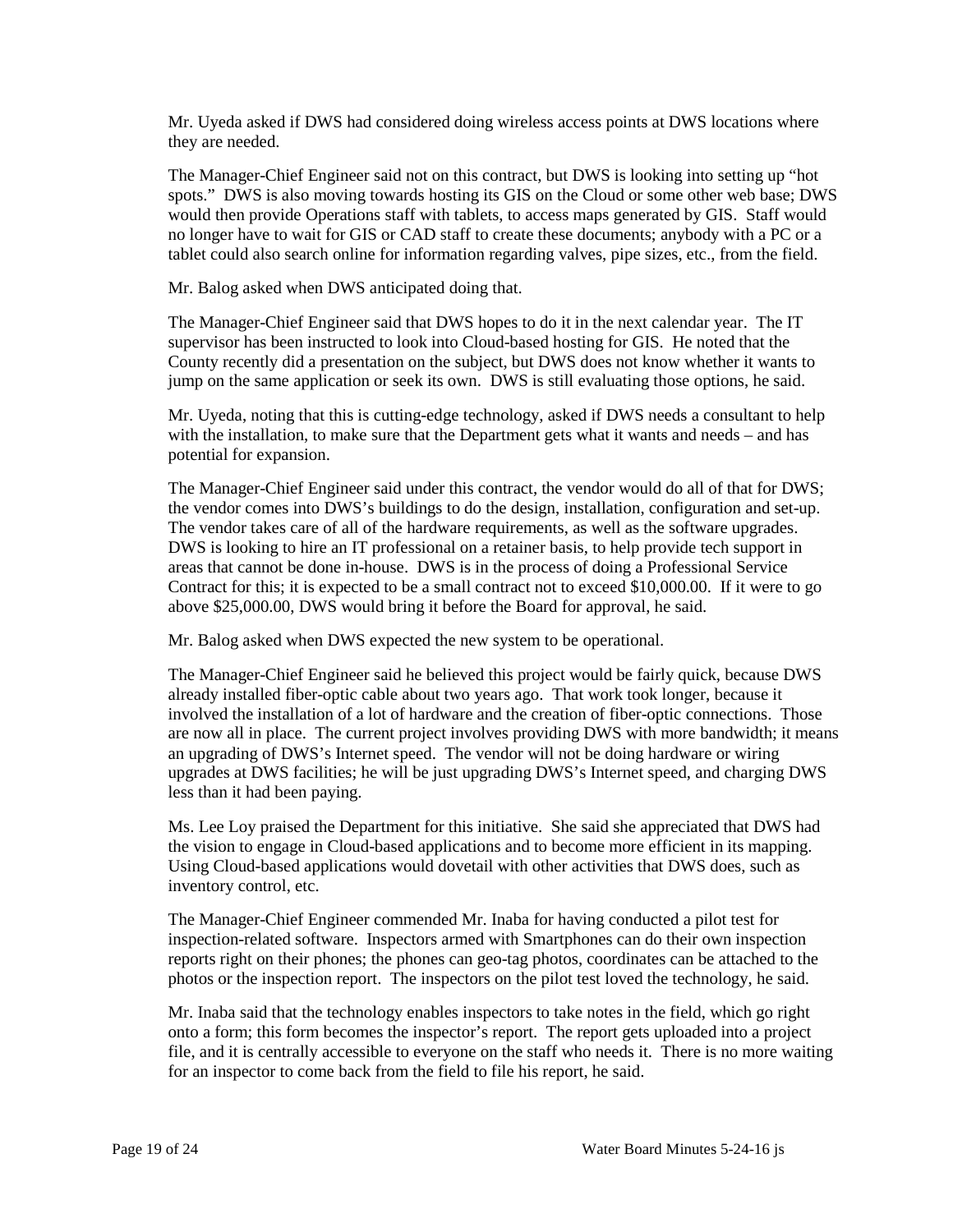Mr. Uyeda asked if DWS had considered doing wireless access points at DWS locations where they are needed.

The Manager-Chief Engineer said not on this contract, but DWS is looking into setting up "hot spots." DWS is also moving towards hosting its GIS on the Cloud or some other web base; DWS would then provide Operations staff with tablets, to access maps generated by GIS. Staff would no longer have to wait for GIS or CAD staff to create these documents; anybody with a PC or a tablet could also search online for information regarding valves, pipe sizes, etc., from the field.

Mr. Balog asked when DWS anticipated doing that.

The Manager-Chief Engineer said that DWS hopes to do it in the next calendar year. The IT supervisor has been instructed to look into Cloud-based hosting for GIS. He noted that the County recently did a presentation on the subject, but DWS does not know whether it wants to jump on the same application or seek its own. DWS is still evaluating those options, he said.

Mr. Uyeda, noting that this is cutting-edge technology, asked if DWS needs a consultant to help with the installation, to make sure that the Department gets what it wants and needs – and has potential for expansion.

The Manager-Chief Engineer said under this contract, the vendor would do all of that for DWS; the vendor comes into DWS's buildings to do the design, installation, configuration and set-up. The vendor takes care of all of the hardware requirements, as well as the software upgrades. DWS is looking to hire an IT professional on a retainer basis, to help provide tech support in areas that cannot be done in-house. DWS is in the process of doing a Professional Service Contract for this; it is expected to be a small contract not to exceed $10,000.00. If it were to go above $25,000.00, DWS would bring it before the Board for approval, he said.

Mr. Balog asked when DWS expected the new system to be operational.

The Manager-Chief Engineer said he believed this project would be fairly quick, because DWS already installed fiber-optic cable about two years ago. That work took longer, because it involved the installation of a lot of hardware and the creation of fiber-optic connections. Those are now all in place. The current project involves providing DWS with more bandwidth; it means an upgrading of DWS's Internet speed. The vendor will not be doing hardware or wiring upgrades at DWS facilities; he will be just upgrading DWS's Internet speed, and charging DWS less than it had been paying.

Ms. Lee Loy praised the Department for this initiative. She said she appreciated that DWS had the vision to engage in Cloud-based applications and to become more efficient in its mapping. Using Cloud-based applications would dovetail with other activities that DWS does, such as inventory control, etc.

The Manager-Chief Engineer commended Mr. Inaba for having conducted a pilot test for inspection-related software. Inspectors armed with Smartphones can do their own inspection reports right on their phones; the phones can geo-tag photos, coordinates can be attached to the photos or the inspection report. The inspectors on the pilot test loved the technology, he said.

Mr. Inaba said that the technology enables inspectors to take notes in the field, which go right onto a form; this form becomes the inspector's report. The report gets uploaded into a project file, and it is centrally accessible to everyone on the staff who needs it. There is no more waiting for an inspector to come back from the field to file his report, he said.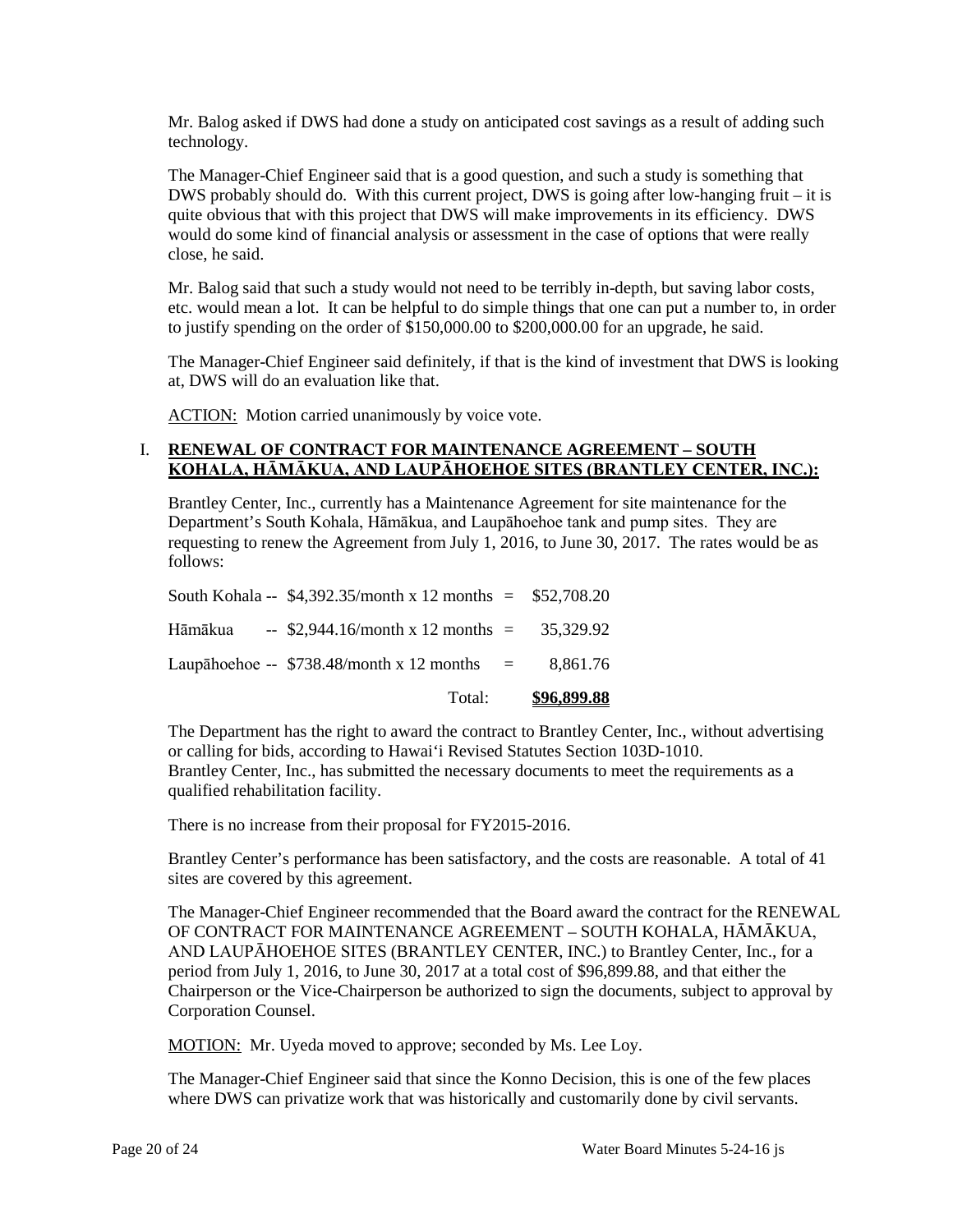Mr. Balog asked if DWS had done a study on anticipated cost savings as a result of adding such technology.

The Manager-Chief Engineer said that is a good question, and such a study is something that DWS probably should do. With this current project, DWS is going after low-hanging fruit – it is quite obvious that with this project that DWS will make improvements in its efficiency. DWS would do some kind of financial analysis or assessment in the case of options that were really close, he said.

Mr. Balog said that such a study would not need to be terribly in-depth, but saving labor costs, etc. would mean a lot. It can be helpful to do simple things that one can put a number to, in order to justify spending on the order of $150,000.00 to $200,000.00 for an upgrade, he said.

The Manager-Chief Engineer said definitely, if that is the kind of investment that DWS is looking at, DWS will do an evaluation like that.

ACTION: Motion carried unanimously by voice vote.

I. **RENEWAL OF CONTRACT FOR MAINTENANCE AGREEMENT – SOUTH KOHALA, HĀMĀKUA, AND LAUPĀHOEHOE SITES (BRANTLEY CENTER, INC.):**

Brantley Center, Inc., currently has a Maintenance Agreement for site maintenance for the Department's South Kohala, Hāmākua, and Laupāhoehoe tank and pump sites. They are requesting to renew the Agreement from July 1, 2016, to June 30, 2017. The rates would be as follows:

| | | | |
|---|---|---|---|
| South Kohala | -- $4,392.35/month x 12 months | = | $52,708.20 |
| Hāmākua | -- $2,944.16/month x 12 months | = | 35,329.92 |
| Laupāhoehoe | -- $738.48/month x 12 months | = | 8,861.76 |
| | Total: | | **$96,899.88** |

The Department has the right to award the contract to Brantley Center, Inc., without advertising or calling for bids, according to Hawai'i Revised Statutes Section 103D-1010. Brantley Center, Inc., has submitted the necessary documents to meet the requirements as a qualified rehabilitation facility.

There is no increase from their proposal for FY2015-2016.

Brantley Center's performance has been satisfactory, and the costs are reasonable. A total of 41 sites are covered by this agreement.

The Manager-Chief Engineer recommended that the Board award the contract for the RENEWAL OF CONTRACT FOR MAINTENANCE AGREEMENT – SOUTH KOHALA, HĀMĀKUA, AND LAUPĀHOEHOE SITES (BRANTLEY CENTER, INC.) to Brantley Center, Inc., for a period from July 1, 2016, to June 30, 2017 at a total cost of $96,899.88, and that either the Chairperson or the Vice-Chairperson be authorized to sign the documents, subject to approval by Corporation Counsel.

MOTION: Mr. Uyeda moved to approve; seconded by Ms. Lee Loy.

The Manager-Chief Engineer said that since the Konno Decision, this is one of the few places where DWS can privatize work that was historically and customarily done by civil servants.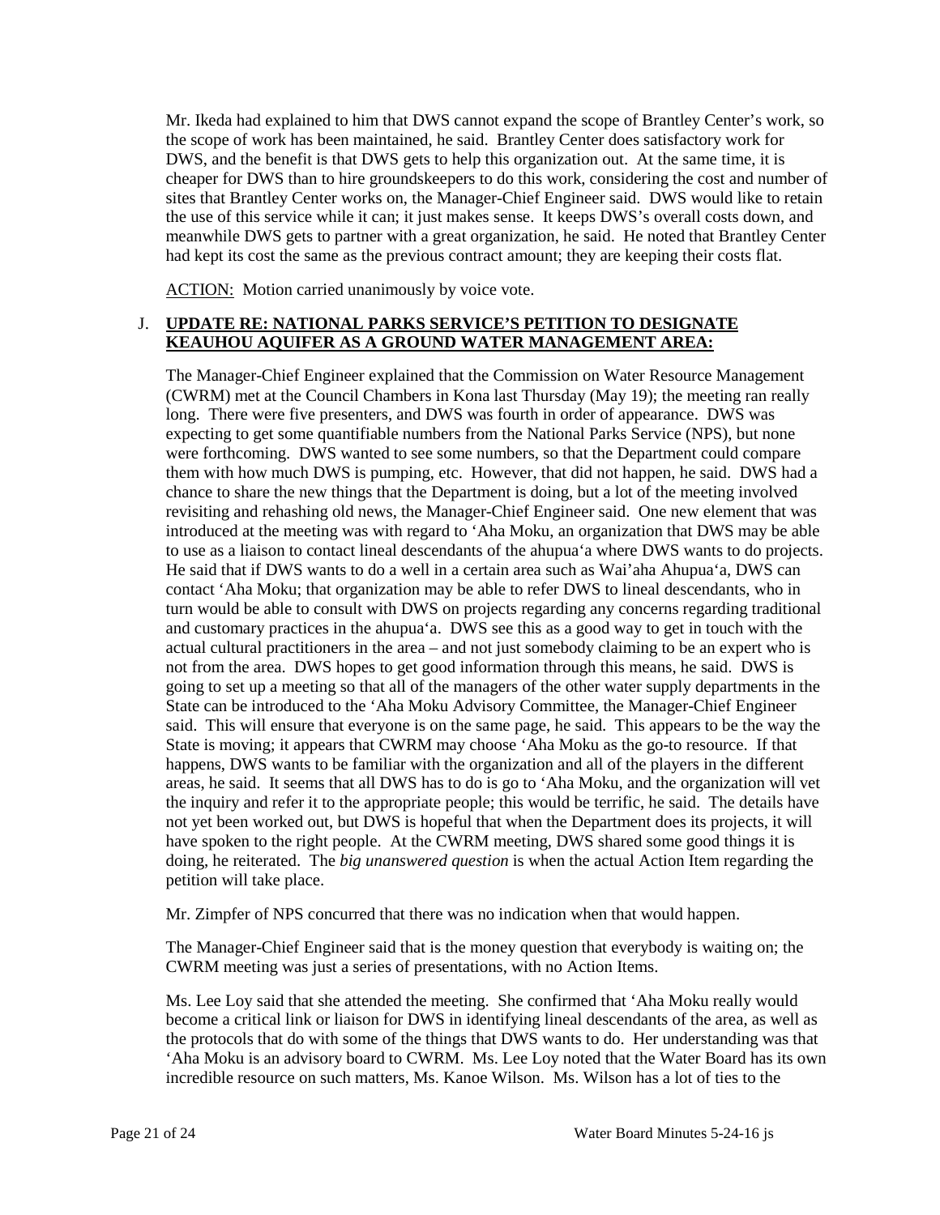Mr. Ikeda had explained to him that DWS cannot expand the scope of Brantley Center's work, so the scope of work has been maintained, he said. Brantley Center does satisfactory work for DWS, and the benefit is that DWS gets to help this organization out. At the same time, it is cheaper for DWS than to hire groundskeepers to do this work, considering the cost and number of sites that Brantley Center works on, the Manager-Chief Engineer said. DWS would like to retain the use of this service while it can; it just makes sense. It keeps DWS's overall costs down, and meanwhile DWS gets to partner with a great organization, he said. He noted that Brantley Center had kept its cost the same as the previous contract amount; they are keeping their costs flat.

ACTION: Motion carried unanimously by voice vote.

J. **UPDATE RE: NATIONAL PARKS SERVICE'S PETITION TO DESIGNATE KEAUHOU AQUIFER AS A GROUND WATER MANAGEMENT AREA:**

The Manager-Chief Engineer explained that the Commission on Water Resource Management (CWRM) met at the Council Chambers in Kona last Thursday (May 19); the meeting ran really long. There were five presenters, and DWS was fourth in order of appearance. DWS was expecting to get some quantifiable numbers from the National Parks Service (NPS), but none were forthcoming. DWS wanted to see some numbers, so that the Department could compare them with how much DWS is pumping, etc. However, that did not happen, he said. DWS had a chance to share the new things that the Department is doing, but a lot of the meeting involved revisiting and rehashing old news, the Manager-Chief Engineer said. One new element that was introduced at the meeting was with regard to ʻAha Moku, an organization that DWS may be able to use as a liaison to contact lineal descendants of the ahupuaʻa where DWS wants to do projects. He said that if DWS wants to do a well in a certain area such as Wai'aha Ahupuaʻa, DWS can contact ʻAha Moku; that organization may be able to refer DWS to lineal descendants, who in turn would be able to consult with DWS on projects regarding any concerns regarding traditional and customary practices in the ahupuaʻa. DWS see this as a good way to get in touch with the actual cultural practitioners in the area – and not just somebody claiming to be an expert who is not from the area. DWS hopes to get good information through this means, he said. DWS is going to set up a meeting so that all of the managers of the other water supply departments in the State can be introduced to the ʻAha Moku Advisory Committee, the Manager-Chief Engineer said. This will ensure that everyone is on the same page, he said. This appears to be the way the State is moving; it appears that CWRM may choose ʻAha Moku as the go-to resource. If that happens, DWS wants to be familiar with the organization and all of the players in the different areas, he said. It seems that all DWS has to do is go to ʻAha Moku, and the organization will vet the inquiry and refer it to the appropriate people; this would be terrific, he said. The details have not yet been worked out, but DWS is hopeful that when the Department does its projects, it will have spoken to the right people. At the CWRM meeting, DWS shared some good things it is doing, he reiterated. The *big unanswered question* is when the actual Action Item regarding the petition will take place.

Mr. Zimpfer of NPS concurred that there was no indication when that would happen.

The Manager-Chief Engineer said that is the money question that everybody is waiting on; the CWRM meeting was just a series of presentations, with no Action Items.

Ms. Lee Loy said that she attended the meeting. She confirmed that ʻAha Moku really would become a critical link or liaison for DWS in identifying lineal descendants of the area, as well as the protocols that do with some of the things that DWS wants to do. Her understanding was that ʻAha Moku is an advisory board to CWRM. Ms. Lee Loy noted that the Water Board has its own incredible resource on such matters, Ms. Kanoe Wilson. Ms. Wilson has a lot of ties to the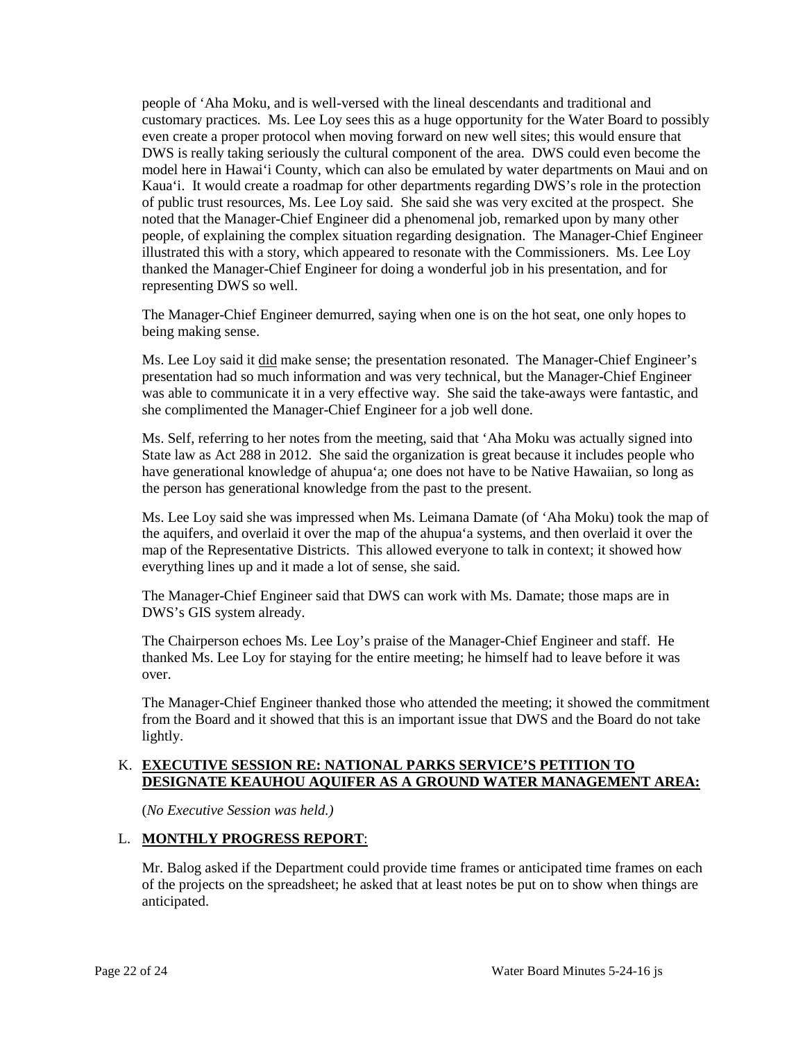people of ʻAha Moku, and is well-versed with the lineal descendants and traditional and customary practices. Ms. Lee Loy sees this as a huge opportunity for the Water Board to possibly even create a proper protocol when moving forward on new well sites; this would ensure that DWS is really taking seriously the cultural component of the area. DWS could even become the model here in Hawaiʻi County, which can also be emulated by water departments on Maui and on Kauaʻi. It would create a roadmap for other departments regarding DWS's role in the protection of public trust resources, Ms. Lee Loy said. She said she was very excited at the prospect. She noted that the Manager-Chief Engineer did a phenomenal job, remarked upon by many other people, of explaining the complex situation regarding designation. The Manager-Chief Engineer illustrated this with a story, which appeared to resonate with the Commissioners. Ms. Lee Loy thanked the Manager-Chief Engineer for doing a wonderful job in his presentation, and for representing DWS so well.

The Manager-Chief Engineer demurred, saying when one is on the hot seat, one only hopes to being making sense.

Ms. Lee Loy said it <u>did</u> make sense; the presentation resonated. The Manager-Chief Engineer's presentation had so much information and was very technical, but the Manager-Chief Engineer was able to communicate it in a very effective way. She said the take-aways were fantastic, and she complimented the Manager-Chief Engineer for a job well done.

Ms. Self, referring to her notes from the meeting, said that ʻAha Moku was actually signed into State law as Act 288 in 2012. She said the organization is great because it includes people who have generational knowledge of ahupuaʻa; one does not have to be Native Hawaiian, so long as the person has generational knowledge from the past to the present.

Ms. Lee Loy said she was impressed when Ms. Leimana Damate (of ʻAha Moku) took the map of the aquifers, and overlaid it over the map of the ahupuaʻa systems, and then overlaid it over the map of the Representative Districts. This allowed everyone to talk in context; it showed how everything lines up and it made a lot of sense, she said.

The Manager-Chief Engineer said that DWS can work with Ms. Damate; those maps are in DWS's GIS system already.

The Chairperson echoes Ms. Lee Loy's praise of the Manager-Chief Engineer and staff. He thanked Ms. Lee Loy for staying for the entire meeting; he himself had to leave before it was over.

The Manager-Chief Engineer thanked those who attended the meeting; it showed the commitment from the Board and it showed that this is an important issue that DWS and the Board do not take lightly.

K. **<u>EXECUTIVE SESSION RE: NATIONAL PARKS SERVICE'S PETITION TO DESIGNATE KEAUHOU AQUIFER AS A GROUND WATER MANAGEMENT AREA:</u>**

(*No Executive Session was held.)*

L. **<u>MONTHLY PROGRESS REPORT</u>**:

Mr. Balog asked if the Department could provide time frames or anticipated time frames on each of the projects on the spreadsheet; he asked that at least notes be put on to show when things are anticipated.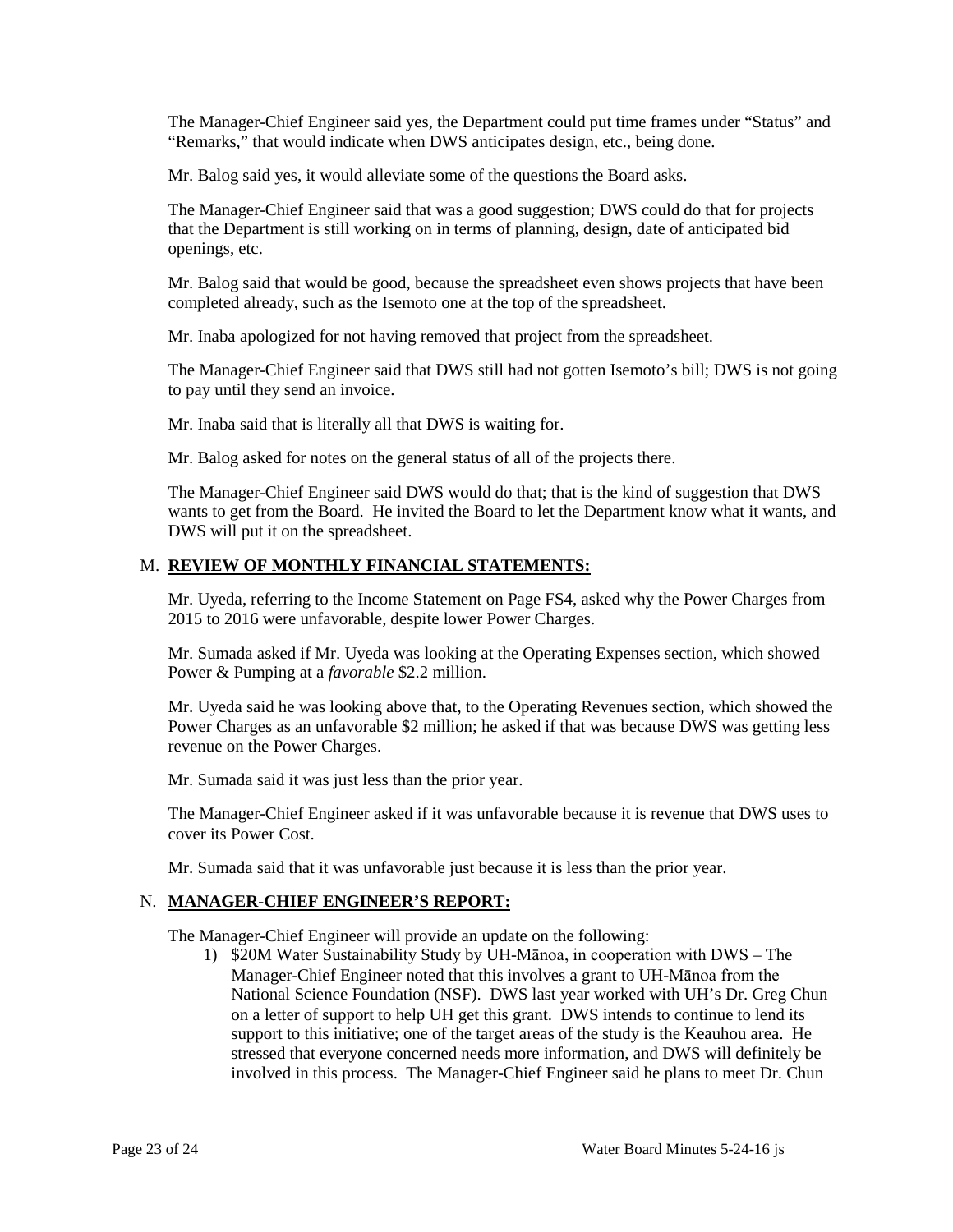The Manager-Chief Engineer said yes, the Department could put time frames under "Status" and "Remarks," that would indicate when DWS anticipates design, etc., being done.

Mr. Balog said yes, it would alleviate some of the questions the Board asks.

The Manager-Chief Engineer said that was a good suggestion; DWS could do that for projects that the Department is still working on in terms of planning, design, date of anticipated bid openings, etc.

Mr. Balog said that would be good, because the spreadsheet even shows projects that have been completed already, such as the Isemoto one at the top of the spreadsheet.

Mr. Inaba apologized for not having removed that project from the spreadsheet.

The Manager-Chief Engineer said that DWS still had not gotten Isemoto's bill; DWS is not going to pay until they send an invoice.

Mr. Inaba said that is literally all that DWS is waiting for.

Mr. Balog asked for notes on the general status of all of the projects there.

The Manager-Chief Engineer said DWS would do that; that is the kind of suggestion that DWS wants to get from the Board. He invited the Board to let the Department know what it wants, and DWS will put it on the spreadsheet.

## M. **REVIEW OF MONTHLY FINANCIAL STATEMENTS:**

Mr. Uyeda, referring to the Income Statement on Page FS4, asked why the Power Charges from 2015 to 2016 were unfavorable, despite lower Power Charges.

Mr. Sumada asked if Mr. Uyeda was looking at the Operating Expenses section, which showed Power & Pumping at a *favorable* $2.2 million.

Mr. Uyeda said he was looking above that, to the Operating Revenues section, which showed the Power Charges as an unfavorable $2 million; he asked if that was because DWS was getting less revenue on the Power Charges.

Mr. Sumada said it was just less than the prior year.

The Manager-Chief Engineer asked if it was unfavorable because it is revenue that DWS uses to cover its Power Cost.

Mr. Sumada said that it was unfavorable just because it is less than the prior year.

## N. **MANAGER-CHIEF ENGINEER'S REPORT:**

The Manager-Chief Engineer will provide an update on the following:

1) <u>$20M Water Sustainability Study by UH-Mānoa, in cooperation with DWS</u> – The Manager-Chief Engineer noted that this involves a grant to UH-Mānoa from the National Science Foundation (NSF). DWS last year worked with UH's Dr. Greg Chun on a letter of support to help UH get this grant. DWS intends to continue to lend its support to this initiative; one of the target areas of the study is the Keauhou area. He stressed that everyone concerned needs more information, and DWS will definitely be involved in this process. The Manager-Chief Engineer said he plans to meet Dr. Chun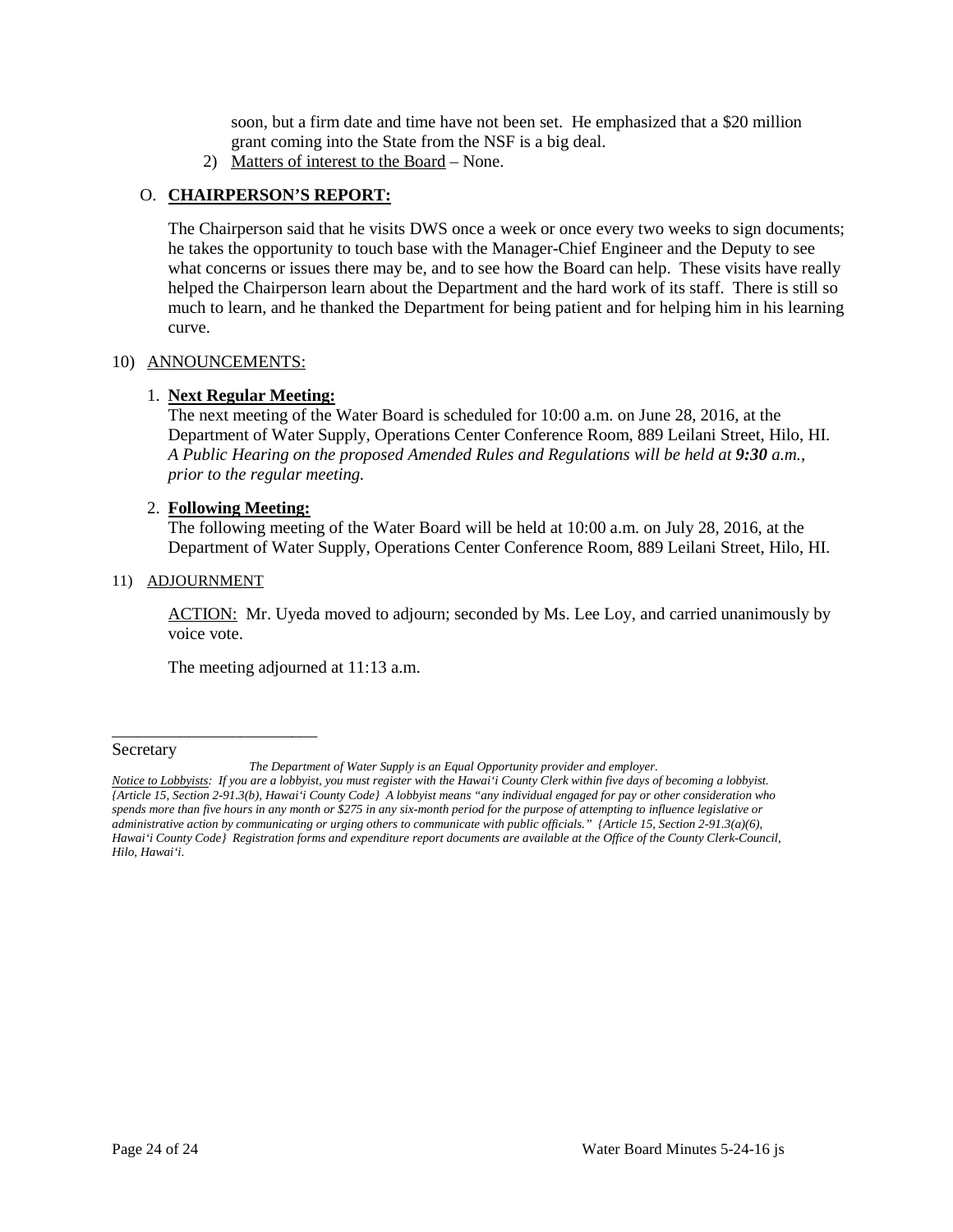soon, but a firm date and time have not been set. He emphasized that a $20 million grant coming into the State from the NSF is a big deal.

2) Matters of interest to the Board – None.

O. **CHAIRPERSON'S REPORT:**

The Chairperson said that he visits DWS once a week or once every two weeks to sign documents; he takes the opportunity to touch base with the Manager-Chief Engineer and the Deputy to see what concerns or issues there may be, and to see how the Board can help. These visits have really helped the Chairperson learn about the Department and the hard work of its staff. There is still so much to learn, and he thanked the Department for being patient and for helping him in his learning curve.

10) ANNOUNCEMENTS:

1. **Next Regular Meeting:**
The next meeting of the Water Board is scheduled for 10:00 a.m. on June 28, 2016, at the Department of Water Supply, Operations Center Conference Room, 889 Leilani Street, Hilo, HI. *A Public Hearing on the proposed Amended Rules and Regulations will be held at **9:30** a.m., prior to the regular meeting.*

2. **Following Meeting:**
The following meeting of the Water Board will be held at 10:00 a.m. on July 28, 2016, at the Department of Water Supply, Operations Center Conference Room, 889 Leilani Street, Hilo, HI.

11) ADJOURNMENT

ACTION: Mr. Uyeda moved to adjourn; seconded by Ms. Lee Loy, and carried unanimously by voice vote.

The meeting adjourned at 11:13 a.m.

\_\_\_\_\_\_\_\_\_\_\_\_\_\_\_\_\_\_\_\_\_\_\_\_\_

Secretary

*The Department of Water Supply is an Equal Opportunity provider and employer.*

*Notice to Lobbyists: If you are a lobbyist, you must register with the Hawai'i County Clerk within five days of becoming a lobbyist. {Article 15, Section 2-91.3(b), Hawai'i County Code} A lobbyist means "any individual engaged for pay or other consideration who spends more than five hours in any month or $275 in any six-month period for the purpose of attempting to influence legislative or administrative action by communicating or urging others to communicate with public officials." {Article 15, Section 2-91.3(a)(6), Hawai'i County Code} Registration forms and expenditure report documents are available at the Office of the County Clerk-Council, Hilo, Hawai'i.*